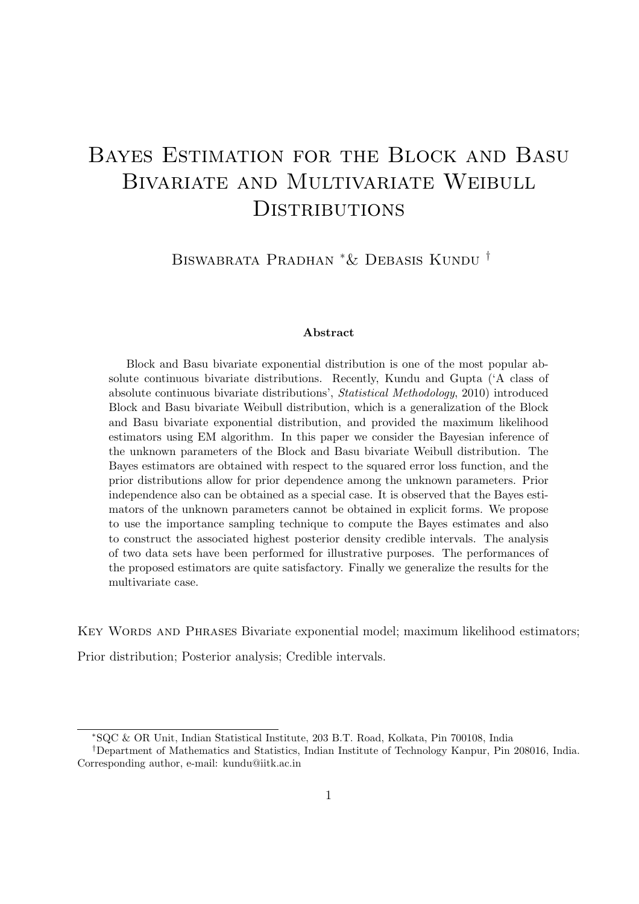# Bayes Estimation for the Block and Basu Bivariate and Multivariate Weibull Distributions

Biswabrata Pradhan [*] & Debasis Kundu [†]

### Abstract

Block and Basu bivariate exponential distribution is one of the most popular absolute continuous bivariate distributions. Recently, Kundu and Gupta ('A class of absolute continuous bivariate distributions', *Statistical Methodology*, 2010) introduced Block and Basu bivariate Weibull distribution, which is a generalization of the Block and Basu bivariate exponential distribution, and provided the maximum likelihood estimators using EM algorithm. In this paper we consider the Bayesian inference of the unknown parameters of the Block and Basu bivariate Weibull distribution. The Bayes estimators are obtained with respect to the squared error loss function, and the prior distributions allow for prior dependence among the unknown parameters. Prior independence also can be obtained as a special case. It is observed that the Bayes estimators of the unknown parameters cannot be obtained in explicit forms. We propose to use the importance sampling technique to compute the Bayes estimates and also to construct the associated highest posterior density credible intervals. The analysis of two data sets have been performed for illustrative purposes. The performances of the proposed estimators are quite satisfactory. Finally we generalize the results for the multivariate case.

Key Words and Phrases Bivariate exponential model; maximum likelihood estimators; Prior distribution; Posterior analysis; Credible intervals.

---

[*] SQC & OR Unit, Indian Statistical Institute, 203 B.T. Road, Kolkata, Pin 700108, India

[†] Department of Mathematics and Statistics, Indian Institute of Technology Kanpur, Pin 208016, India. Corresponding author, e-mail: kundu@iitk.ac.in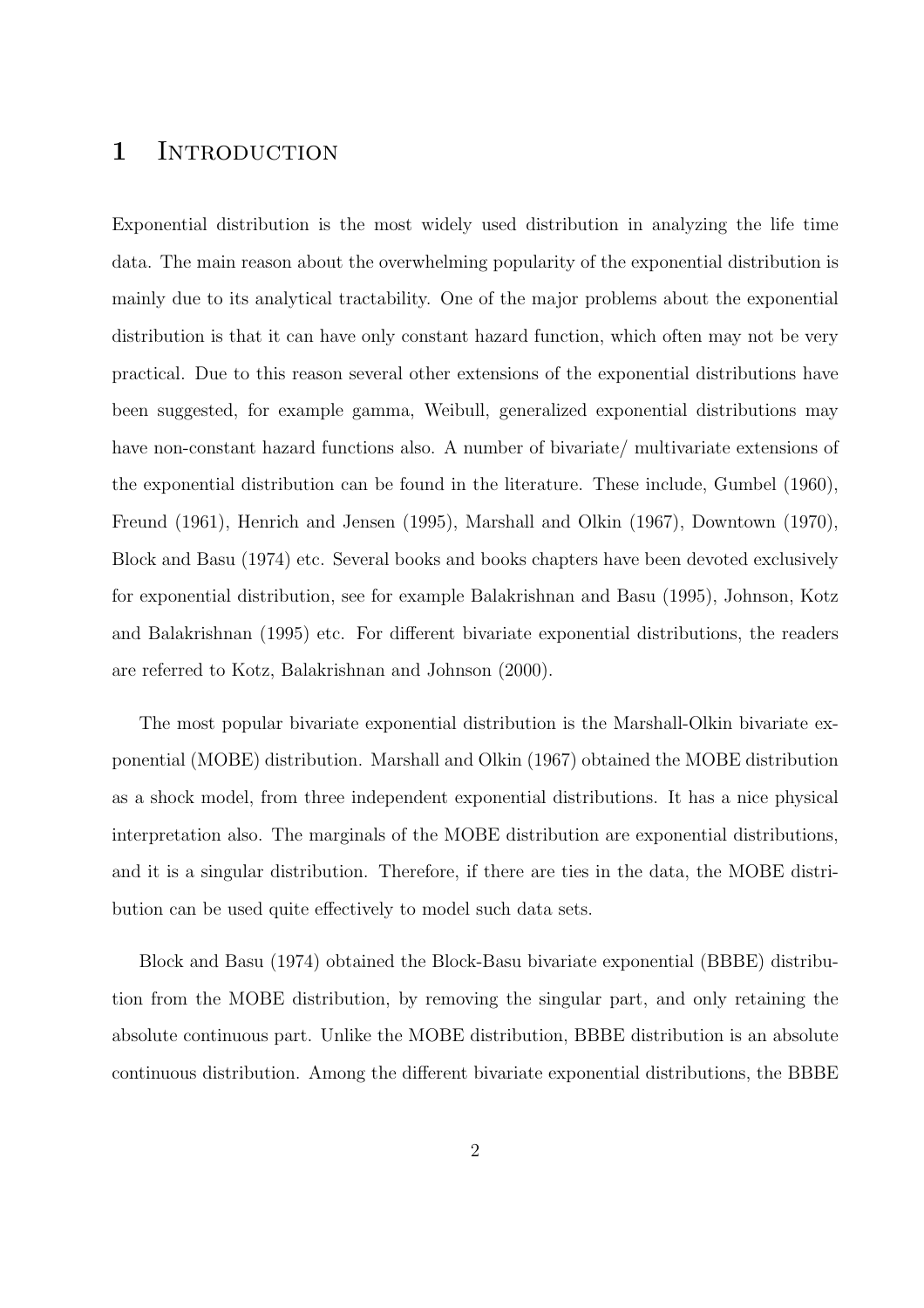# 1 Introduction

Exponential distribution is the most widely used distribution in analyzing the life time data. The main reason about the overwhelming popularity of the exponential distribution is mainly due to its analytical tractability. One of the major problems about the exponential distribution is that it can have only constant hazard function, which often may not be very practical. Due to this reason several other extensions of the exponential distributions have been suggested, for example gamma, Weibull, generalized exponential distributions may have non-constant hazard functions also. A number of bivariate/ multivariate extensions of the exponential distribution can be found in the literature. These include, Gumbel (1960), Freund (1961), Henrich and Jensen (1995), Marshall and Olkin (1967), Downtown (1970), Block and Basu (1974) etc. Several books and books chapters have been devoted exclusively for exponential distribution, see for example Balakrishnan and Basu (1995), Johnson, Kotz and Balakrishnan (1995) etc. For different bivariate exponential distributions, the readers are referred to Kotz, Balakrishnan and Johnson (2000).

The most popular bivariate exponential distribution is the Marshall-Olkin bivariate exponential (MOBE) distribution. Marshall and Olkin (1967) obtained the MOBE distribution as a shock model, from three independent exponential distributions. It has a nice physical interpretation also. The marginals of the MOBE distribution are exponential distributions, and it is a singular distribution. Therefore, if there are ties in the data, the MOBE distribution can be used quite effectively to model such data sets.

Block and Basu (1974) obtained the Block-Basu bivariate exponential (BBBE) distribution from the MOBE distribution, by removing the singular part, and only retaining the absolute continuous part. Unlike the MOBE distribution, BBBE distribution is an absolute continuous distribution. Among the different bivariate exponential distributions, the BBBE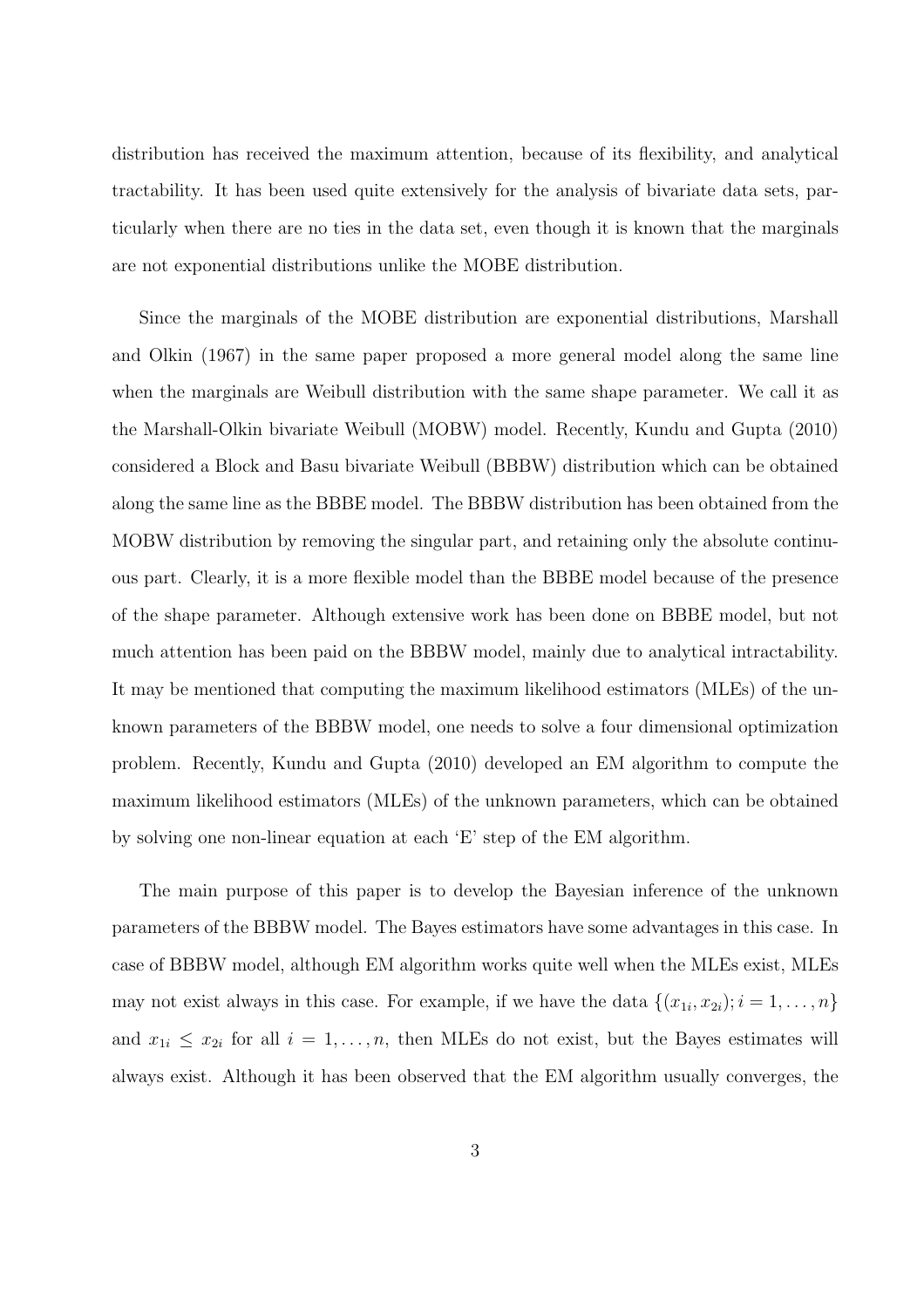distribution has received the maximum attention, because of its flexibility, and analytical tractability. It has been used quite extensively for the analysis of bivariate data sets, particularly when there are no ties in the data set, even though it is known that the marginals are not exponential distributions unlike the MOBE distribution.

Since the marginals of the MOBE distribution are exponential distributions, Marshall and Olkin (1967) in the same paper proposed a more general model along the same line when the marginals are Weibull distribution with the same shape parameter. We call it as the Marshall-Olkin bivariate Weibull (MOBW) model. Recently, Kundu and Gupta (2010) considered a Block and Basu bivariate Weibull (BBBW) distribution which can be obtained along the same line as the BBBE model. The BBBW distribution has been obtained from the MOBW distribution by removing the singular part, and retaining only the absolute continuous part. Clearly, it is a more flexible model than the BBBE model because of the presence of the shape parameter. Although extensive work has been done on BBBE model, but not much attention has been paid on the BBBW model, mainly due to analytical intractability. It may be mentioned that computing the maximum likelihood estimators (MLEs) of the unknown parameters of the BBBW model, one needs to solve a four dimensional optimization problem. Recently, Kundu and Gupta (2010) developed an EM algorithm to compute the maximum likelihood estimators (MLEs) of the unknown parameters, which can be obtained by solving one non-linear equation at each 'E' step of the EM algorithm.

The main purpose of this paper is to develop the Bayesian inference of the unknown parameters of the BBBW model. The Bayes estimators have some advantages in this case. In case of BBBW model, although EM algorithm works quite well when the MLEs exist, MLEs may not exist always in this case. For example, if we have the data $\{(x_{1i}, x_{2i}); i = 1, \ldots, n\}$ and $x_{1i} \leq x_{2i}$ for all $i = 1, \ldots, n$, then MLEs do not exist, but the Bayes estimates will always exist. Although it has been observed that the EM algorithm usually converges, the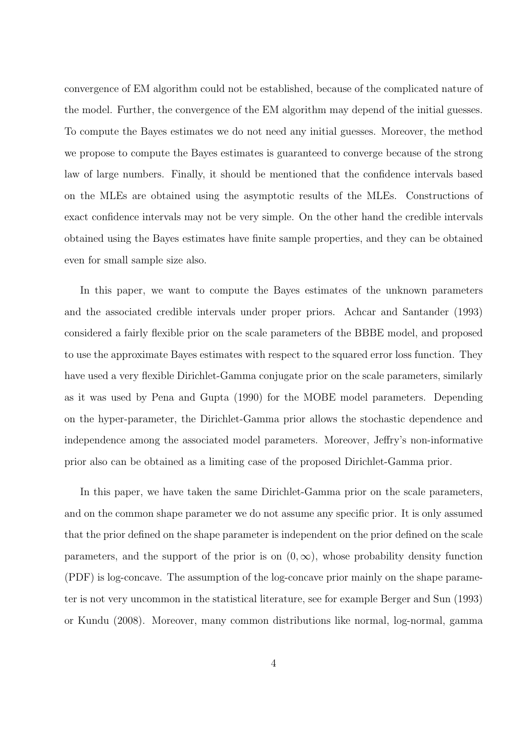convergence of EM algorithm could not be established, because of the complicated nature of the model. Further, the convergence of the EM algorithm may depend of the initial guesses. To compute the Bayes estimates we do not need any initial guesses. Moreover, the method we propose to compute the Bayes estimates is guaranteed to converge because of the strong law of large numbers. Finally, it should be mentioned that the confidence intervals based on the MLEs are obtained using the asymptotic results of the MLEs. Constructions of exact confidence intervals may not be very simple. On the other hand the credible intervals obtained using the Bayes estimates have finite sample properties, and they can be obtained even for small sample size also.

In this paper, we want to compute the Bayes estimates of the unknown parameters and the associated credible intervals under proper priors. Achcar and Santander (1993) considered a fairly flexible prior on the scale parameters of the BBBE model, and proposed to use the approximate Bayes estimates with respect to the squared error loss function. They have used a very flexible Dirichlet-Gamma conjugate prior on the scale parameters, similarly as it was used by Pena and Gupta (1990) for the MOBE model parameters. Depending on the hyper-parameter, the Dirichlet-Gamma prior allows the stochastic dependence and independence among the associated model parameters. Moreover, Jeffry's non-informative prior also can be obtained as a limiting case of the proposed Dirichlet-Gamma prior.

In this paper, we have taken the same Dirichlet-Gamma prior on the scale parameters, and on the common shape parameter we do not assume any specific prior. It is only assumed that the prior defined on the shape parameter is independent on the prior defined on the scale parameters, and the support of the prior is on $(0, \infty)$, whose probability density function (PDF) is log-concave. The assumption of the log-concave prior mainly on the shape parameter is not very uncommon in the statistical literature, see for example Berger and Sun (1993) or Kundu (2008). Moreover, many common distributions like normal, log-normal, gamma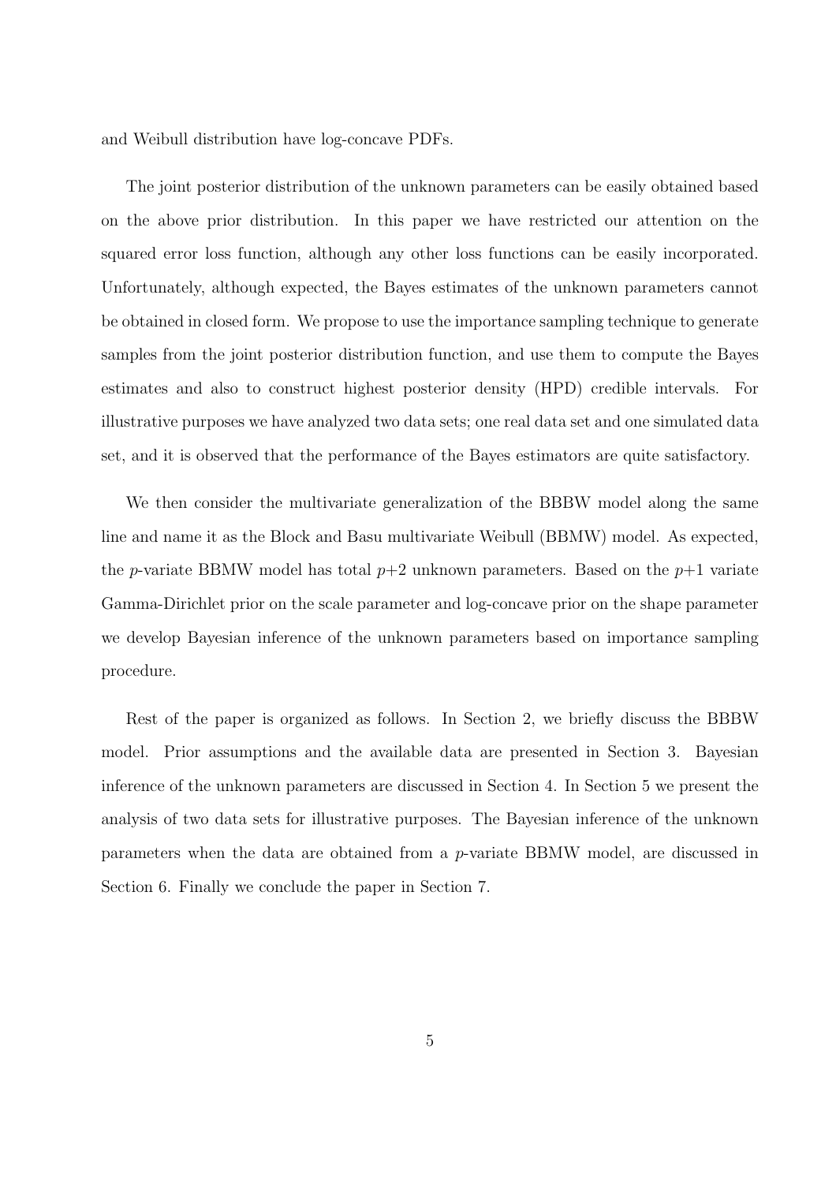and Weibull distribution have log-concave PDFs.

The joint posterior distribution of the unknown parameters can be easily obtained based on the above prior distribution. In this paper we have restricted our attention on the squared error loss function, although any other loss functions can be easily incorporated. Unfortunately, although expected, the Bayes estimates of the unknown parameters cannot be obtained in closed form. We propose to use the importance sampling technique to generate samples from the joint posterior distribution function, and use them to compute the Bayes estimates and also to construct highest posterior density (HPD) credible intervals. For illustrative purposes we have analyzed two data sets; one real data set and one simulated data set, and it is observed that the performance of the Bayes estimators are quite satisfactory.

We then consider the multivariate generalization of the BBBW model along the same line and name it as the Block and Basu multivariate Weibull (BBMW) model. As expected, the $p$-variate BBMW model has total $p+2$ unknown parameters. Based on the $p+1$ variate Gamma-Dirichlet prior on the scale parameter and log-concave prior on the shape parameter we develop Bayesian inference of the unknown parameters based on importance sampling procedure.

Rest of the paper is organized as follows. In Section 2, we briefly discuss the BBBW model. Prior assumptions and the available data are presented in Section 3. Bayesian inference of the unknown parameters are discussed in Section 4. In Section 5 we present the analysis of two data sets for illustrative purposes. The Bayesian inference of the unknown parameters when the data are obtained from a $p$-variate BBMW model, are discussed in Section 6. Finally we conclude the paper in Section 7.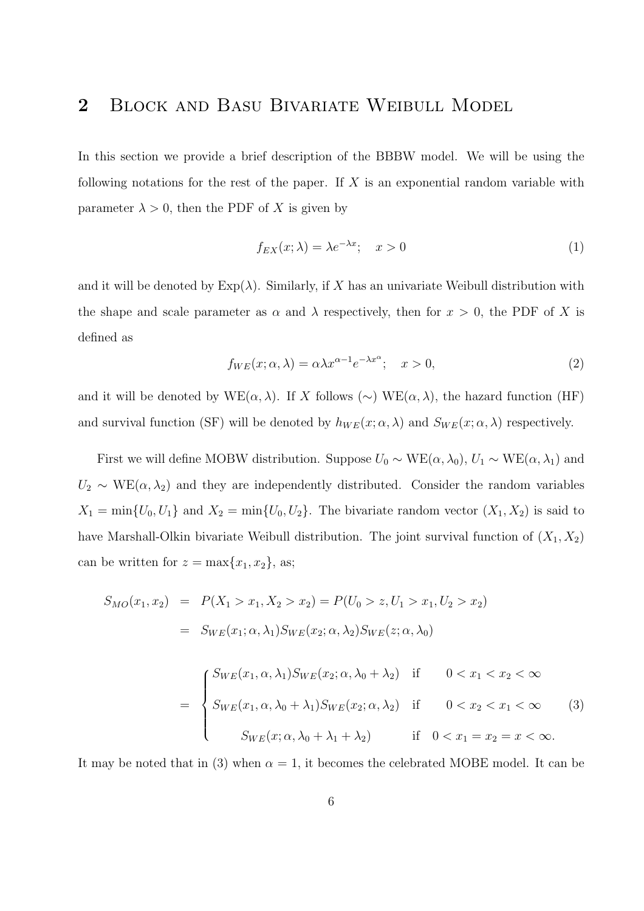## 2 Block and Basu Bivariate Weibull Model

In this section we provide a brief description of the BBBW model. We will be using the following notations for the rest of the paper. If $X$ is an exponential random variable with parameter $\lambda > 0$, then the PDF of $X$ is given by

$$f_{EX}(x;\lambda) = \lambda e^{-\lambda x}; \quad x > 0 \tag{1}$$

and it will be denoted by $\text{Exp}(\lambda)$. Similarly, if $X$ has an univariate Weibull distribution with the shape and scale parameter as $\alpha$ and $\lambda$ respectively, then for $x > 0$, the PDF of $X$ is defined as

$$f_{WE}(x;\alpha,\lambda) = \alpha\lambda x^{\alpha-1} e^{-\lambda x^{\alpha}}; \quad x > 0, \tag{2}$$

and it will be denoted by $\text{WE}(\alpha,\lambda)$. If $X$ follows ($\sim$) $\text{WE}(\alpha,\lambda)$, the hazard function (HF) and survival function (SF) will be denoted by $h_{WE}(x;\alpha,\lambda)$ and $S_{WE}(x;\alpha,\lambda)$ respectively.

First we will define MOBW distribution. Suppose $U_0 \sim \text{WE}(\alpha,\lambda_0)$, $U_1 \sim \text{WE}(\alpha,\lambda_1)$ and $U_2 \sim \text{WE}(\alpha,\lambda_2)$ and they are independently distributed. Consider the random variables $X_1 = \min\{U_0, U_1\}$ and $X_2 = \min\{U_0, U_2\}$. The bivariate random vector $(X_1, X_2)$ is said to have Marshall-Olkin bivariate Weibull distribution. The joint survival function of $(X_1, X_2)$ can be written for $z = \max\{x_1, x_2\}$, as;

$$\begin{aligned}
S_{MO}(x_1,x_2) &= P(X_1 > x_1, X_2 > x_2) = P(U_0 > z, U_1 > x_1, U_2 > x_2) \\
&= S_{WE}(x_1;\alpha,\lambda_1)S_{WE}(x_2;\alpha,\lambda_2)S_{WE}(z;\alpha,\lambda_0) \\
&= \begin{cases} S_{WE}(x_1,\alpha,\lambda_1)S_{WE}(x_2;\alpha,\lambda_0+\lambda_2) & \text{if} \quad 0 < x_1 < x_2 < \infty \\ S_{WE}(x_1,\alpha,\lambda_0+\lambda_1)S_{WE}(x_2;\alpha,\lambda_2) & \text{if} \quad 0 < x_2 < x_1 < \infty \\ S_{WE}(x;\alpha,\lambda_0+\lambda_1+\lambda_2) & \text{if} \quad 0 < x_1 = x_2 = x < \infty. \end{cases}
\end{aligned} \tag{3}$$

It may be noted that in (3) when $\alpha = 1$, it becomes the celebrated MOBE model. It can be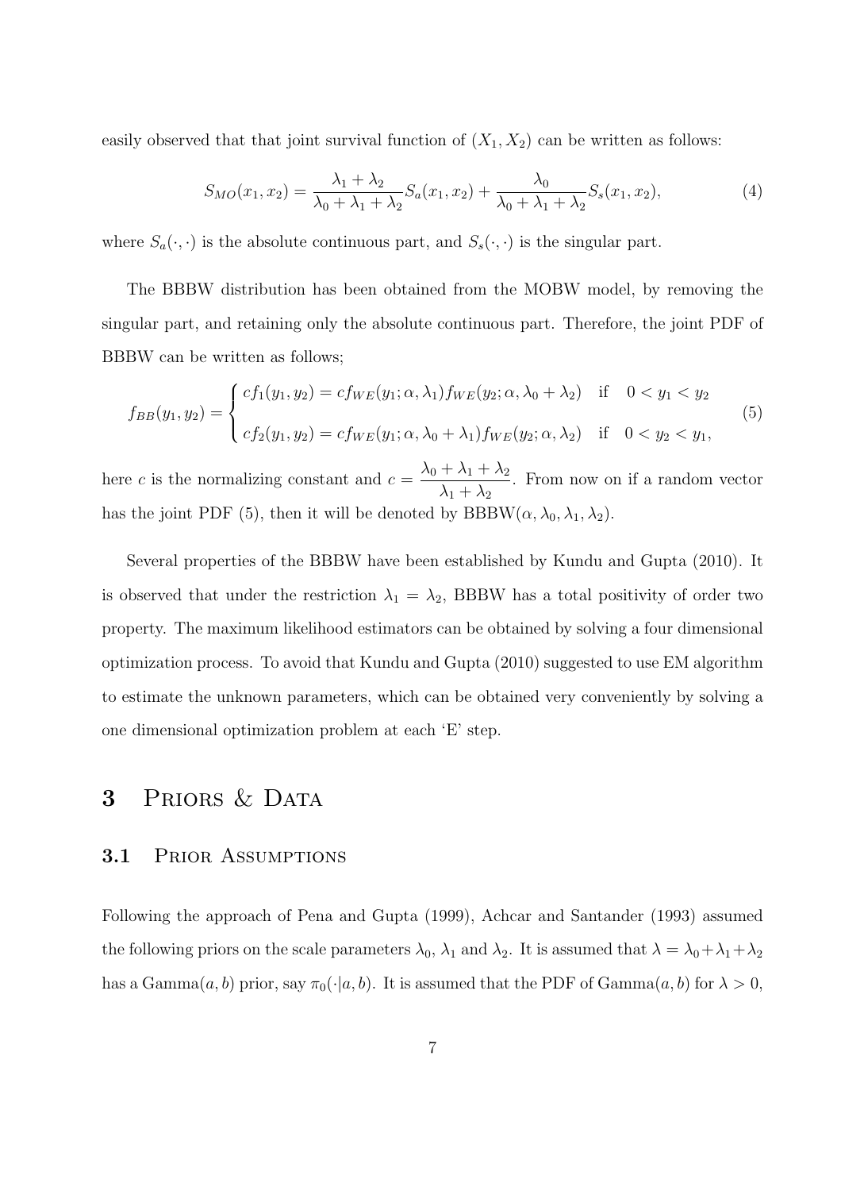easily observed that that joint survival function of $(X_1, X_2)$ can be written as follows:

$$S_{MO}(x_1, x_2) = \frac{\lambda_1 + \lambda_2}{\lambda_0 + \lambda_1 + \lambda_2} S_a(x_1, x_2) + \frac{\lambda_0}{\lambda_0 + \lambda_1 + \lambda_2} S_s(x_1, x_2), \tag{4}$$

where $S_a(\cdot, \cdot)$ is the absolute continuous part, and $S_s(\cdot, \cdot)$ is the singular part.

The BBBW distribution has been obtained from the MOBW model, by removing the singular part, and retaining only the absolute continuous part. Therefore, the joint PDF of BBBW can be written as follows;

$$f_{BB}(y_1, y_2) = \begin{cases} cf_1(y_1, y_2) = cf_{WE}(y_1; \alpha, \lambda_1) f_{WE}(y_2; \alpha, \lambda_0 + \lambda_2) & \text{if} \quad 0 < y_1 < y_2 \\ cf_2(y_1, y_2) = cf_{WE}(y_1; \alpha, \lambda_0 + \lambda_1) f_{WE}(y_2; \alpha, \lambda_2) & \text{if} \quad 0 < y_2 < y_1, \end{cases} \tag{5}$$

here $c$ is the normalizing constant and $c = \dfrac{\lambda_0 + \lambda_1 + \lambda_2}{\lambda_1 + \lambda_2}$. From now on if a random vector has the joint PDF (5), then it will be denoted by BBBW$(\alpha, \lambda_0, \lambda_1, \lambda_2)$.

Several properties of the BBBW have been established by Kundu and Gupta (2010). It is observed that under the restriction $\lambda_1 = \lambda_2$, BBBW has a total positivity of order two property. The maximum likelihood estimators can be obtained by solving a four dimensional optimization process. To avoid that Kundu and Gupta (2010) suggested to use EM algorithm to estimate the unknown parameters, which can be obtained very conveniently by solving a one dimensional optimization problem at each 'E' step.

## 3 Priors & Data

### 3.1 Prior Assumptions

Following the approach of Pena and Gupta (1999), Achcar and Santander (1993) assumed the following priors on the scale parameters $\lambda_0$, $\lambda_1$ and $\lambda_2$. It is assumed that $\lambda = \lambda_0 + \lambda_1 + \lambda_2$ has a Gamma$(a, b)$ prior, say $\pi_0(\cdot|a, b)$. It is assumed that the PDF of Gamma$(a, b)$ for $\lambda > 0$,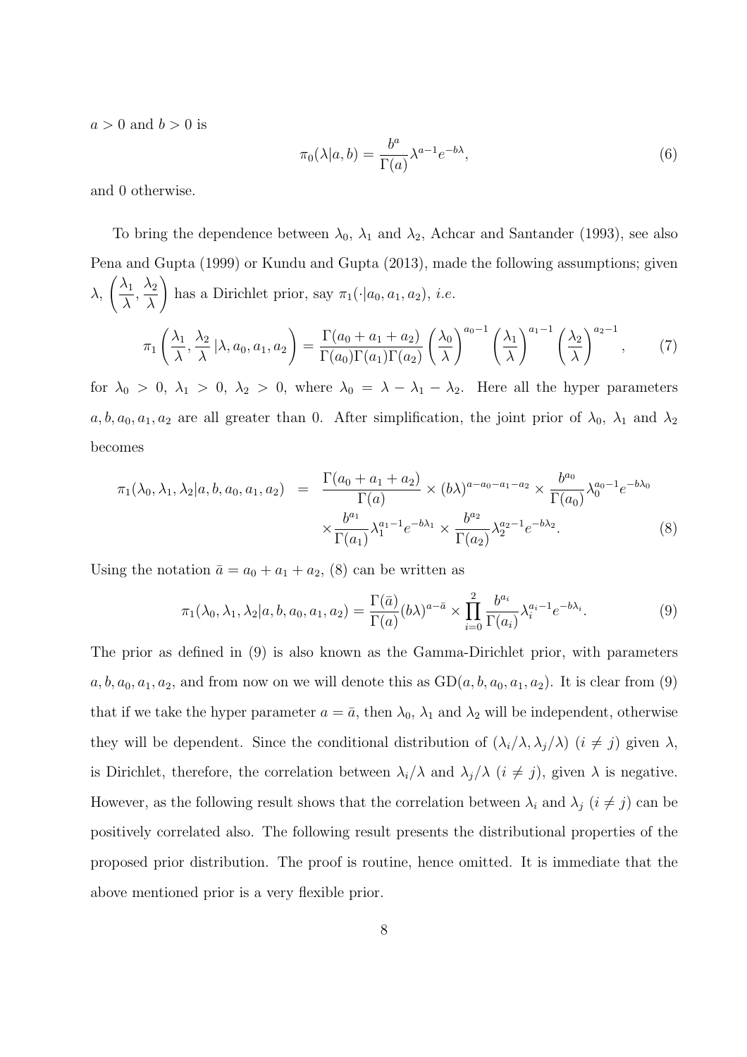$a > 0$ and $b > 0$ is

$$\pi_0(\lambda|a,b) = \frac{b^a}{\Gamma(a)}\lambda^{a-1}e^{-b\lambda}, \tag{6}$$

and 0 otherwise.

To bring the dependence between $\lambda_0$, $\lambda_1$ and $\lambda_2$, Achcar and Santander (1993), see also Pena and Gupta (1999) or Kundu and Gupta (2013), made the following assumptions; given $\lambda$, $\left(\frac{\lambda_1}{\lambda}, \frac{\lambda_2}{\lambda}\right)$ has a Dirichlet prior, say $\pi_1(\cdot|a_0, a_1, a_2)$, *i.e.*

$$\pi_1\left(\frac{\lambda_1}{\lambda}, \frac{\lambda_2}{\lambda}\,|\lambda, a_0, a_1, a_2\right) = \frac{\Gamma(a_0+a_1+a_2)}{\Gamma(a_0)\Gamma(a_1)\Gamma(a_2)}\left(\frac{\lambda_0}{\lambda}\right)^{a_0-1}\left(\frac{\lambda_1}{\lambda}\right)^{a_1-1}\left(\frac{\lambda_2}{\lambda}\right)^{a_2-1}, \tag{7}$$

for $\lambda_0 > 0$, $\lambda_1 > 0$, $\lambda_2 > 0$, where $\lambda_0 = \lambda - \lambda_1 - \lambda_2$. Here all the hyper parameters $a, b, a_0, a_1, a_2$ are all greater than 0. After simplification, the joint prior of $\lambda_0$, $\lambda_1$ and $\lambda_2$ becomes

$$\begin{aligned}\pi_1(\lambda_0, \lambda_1, \lambda_2|a, b, a_0, a_1, a_2) &= \frac{\Gamma(a_0+a_1+a_2)}{\Gamma(a)} \times (b\lambda)^{a-a_0-a_1-a_2} \times \frac{b^{a_0}}{\Gamma(a_0)}\lambda_0^{a_0-1}e^{-b\lambda_0} \\ &\quad \times \frac{b^{a_1}}{\Gamma(a_1)}\lambda_1^{a_1-1}e^{-b\lambda_1} \times \frac{b^{a_2}}{\Gamma(a_2)}\lambda_2^{a_2-1}e^{-b\lambda_2}. \end{aligned} \tag{8}$$

Using the notation $\bar{a} = a_0 + a_1 + a_2$, (8) can be written as

$$\pi_1(\lambda_0, \lambda_1, \lambda_2|a, b, a_0, a_1, a_2) = \frac{\Gamma(\bar{a})}{\Gamma(a)}(b\lambda)^{a-\bar{a}} \times \prod_{i=0}^{2}\frac{b^{a_i}}{\Gamma(a_i)}\lambda_i^{a_i-1}e^{-b\lambda_i}. \tag{9}$$

The prior as defined in (9) is also known as the Gamma-Dirichlet prior, with parameters $a, b, a_0, a_1, a_2$, and from now on we will denote this as $\text{GD}(a, b, a_0, a_1, a_2)$. It is clear from (9) that if we take the hyper parameter $a = \bar{a}$, then $\lambda_0$, $\lambda_1$ and $\lambda_2$ will be independent, otherwise they will be dependent. Since the conditional distribution of $(\lambda_i/\lambda, \lambda_j/\lambda)$ $(i \neq j)$ given $\lambda$, is Dirichlet, therefore, the correlation between $\lambda_i/\lambda$ and $\lambda_j/\lambda$ $(i \neq j)$, given $\lambda$ is negative. However, as the following result shows that the correlation between $\lambda_i$ and $\lambda_j$ $(i \neq j)$ can be positively correlated also. The following result presents the distributional properties of the proposed prior distribution. The proof is routine, hence omitted. It is immediate that the above mentioned prior is a very flexible prior.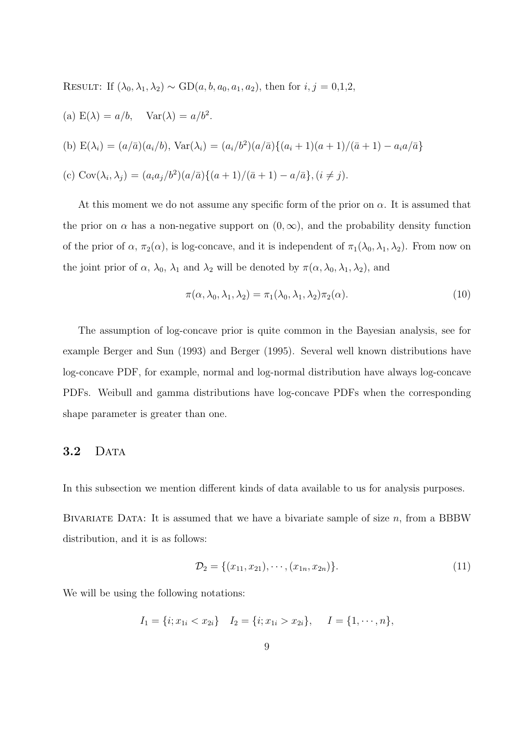RESULT: If $(\lambda_0, \lambda_1, \lambda_2) \sim \text{GD}(a, b, a_0, a_1, a_2)$, then for $i, j = 0{,}1{,}2$,

(a) $\text{E}(\lambda) = a/b, \quad \text{Var}(\lambda) = a/b^2$.

(b) $\text{E}(\lambda_i) = (a/\bar{a})(a_i/b)$, $\text{Var}(\lambda_i) = (a_i/b^2)(a/\bar{a})\{(a_i + 1)(a + 1)/(\bar{a} + 1) - a_i a/\bar{a}\}$

(c) $\text{Cov}(\lambda_i, \lambda_j) = (a_i a_j/b^2)(a/\bar{a})\{(a + 1)/(\bar{a} + 1) - a/\bar{a}\}, (i \neq j)$.

At this moment we do not assume any specific form of the prior on $\alpha$. It is assumed that the prior on $\alpha$ has a non-negative support on $(0, \infty)$, and the probability density function of the prior of $\alpha$, $\pi_2(\alpha)$, is log-concave, and it is independent of $\pi_1(\lambda_0, \lambda_1, \lambda_2)$. From now on the joint prior of $\alpha$, $\lambda_0$, $\lambda_1$ and $\lambda_2$ will be denoted by $\pi(\alpha, \lambda_0, \lambda_1, \lambda_2)$, and

$$\pi(\alpha, \lambda_0, \lambda_1, \lambda_2) = \pi_1(\lambda_0, \lambda_1, \lambda_2)\pi_2(\alpha). \tag{10}$$

The assumption of log-concave prior is quite common in the Bayesian analysis, see for example Berger and Sun (1993) and Berger (1995). Several well known distributions have log-concave PDF, for example, normal and log-normal distribution have always log-concave PDFs. Weibull and gamma distributions have log-concave PDFs when the corresponding shape parameter is greater than one.

### 3.2 DATA

In this subsection we mention different kinds of data available to us for analysis purposes.

BIVARIATE DATA: It is assumed that we have a bivariate sample of size $n$, from a BBBW distribution, and it is as follows:

$$\mathcal{D}_2 = \{(x_{11}, x_{21}), \cdots, (x_{1n}, x_{2n})\}. \tag{11}$$

We will be using the following notations:

$$I_1 = \{i; x_{1i} < x_{2i}\} \quad I_2 = \{i; x_{1i} > x_{2i}\}, \quad I = \{1, \cdots, n\},$$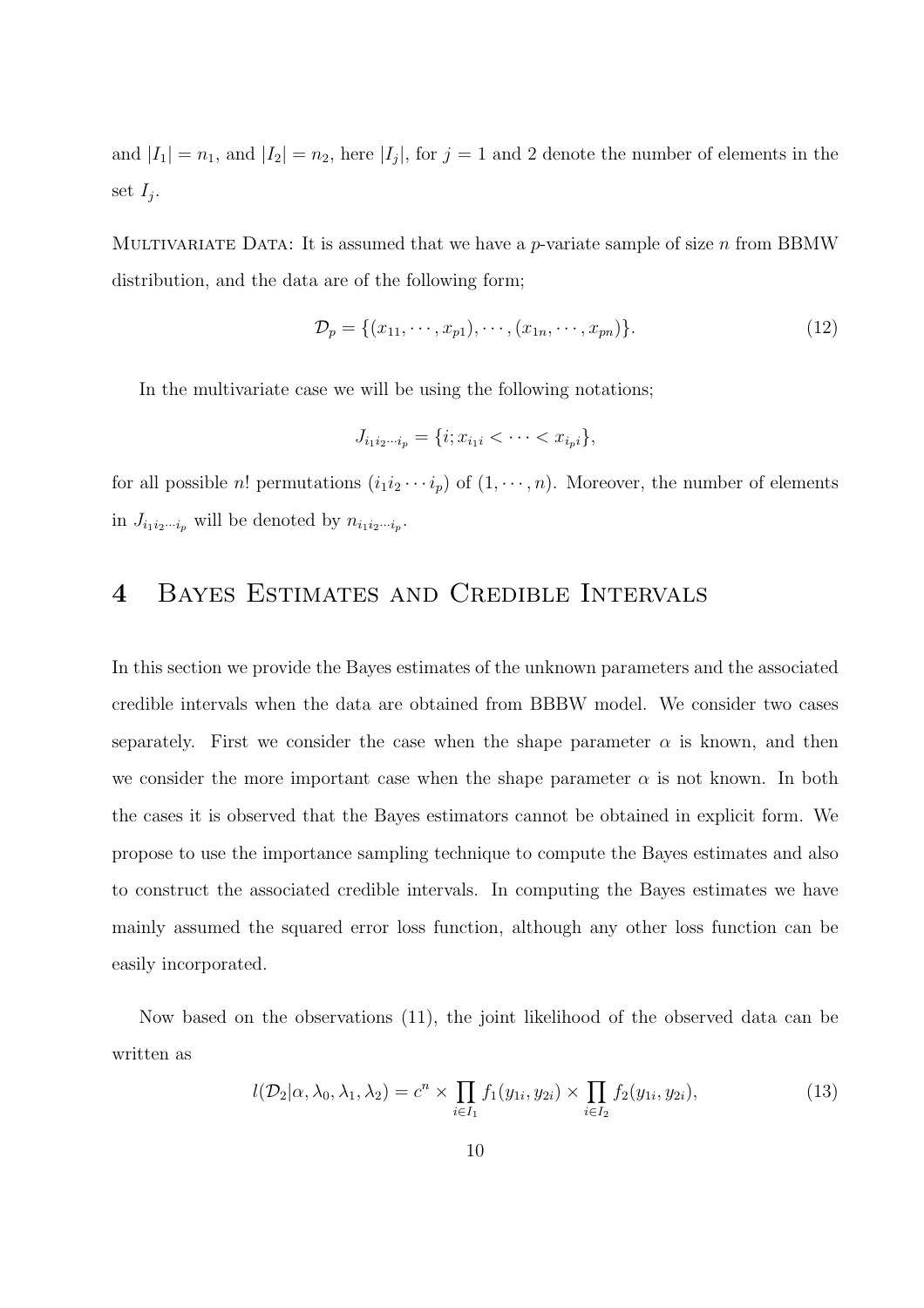and $|I_1| = n_1$, and $|I_2| = n_2$, here $|I_j|$, for $j = 1$ and 2 denote the number of elements in the set $I_j$.

MULTIVARIATE DATA: It is assumed that we have a $p$-variate sample of size $n$ from BBMW distribution, and the data are of the following form;

$$\mathcal{D}_p = \{(x_{11}, \cdots, x_{p1}), \cdots, (x_{1n}, \cdots, x_{pn})\}. \tag{12}$$

In the multivariate case we will be using the following notations;

$$J_{i_1 i_2 \cdots i_p} = \{i; x_{i_1 i} < \cdots < x_{i_p i}\},$$

for all possible $n!$ permutations $(i_1 i_2 \cdots i_p)$ of $(1, \cdots, n)$. Moreover, the number of elements in $J_{i_1 i_2 \cdots i_p}$ will be denoted by $n_{i_1 i_2 \cdots i_p}$.

# 4 Bayes Estimates and Credible Intervals

In this section we provide the Bayes estimates of the unknown parameters and the associated credible intervals when the data are obtained from BBBW model. We consider two cases separately. First we consider the case when the shape parameter $\alpha$ is known, and then we consider the more important case when the shape parameter $\alpha$ is not known. In both the cases it is observed that the Bayes estimators cannot be obtained in explicit form. We propose to use the importance sampling technique to compute the Bayes estimates and also to construct the associated credible intervals. In computing the Bayes estimates we have mainly assumed the squared error loss function, although any other loss function can be easily incorporated.

Now based on the observations (11), the joint likelihood of the observed data can be written as

$$l(\mathcal{D}_2|\alpha, \lambda_0, \lambda_1, \lambda_2) = c^n \times \prod_{i \in I_1} f_1(y_{1i}, y_{2i}) \times \prod_{i \in I_2} f_2(y_{1i}, y_{2i}), \tag{13}$$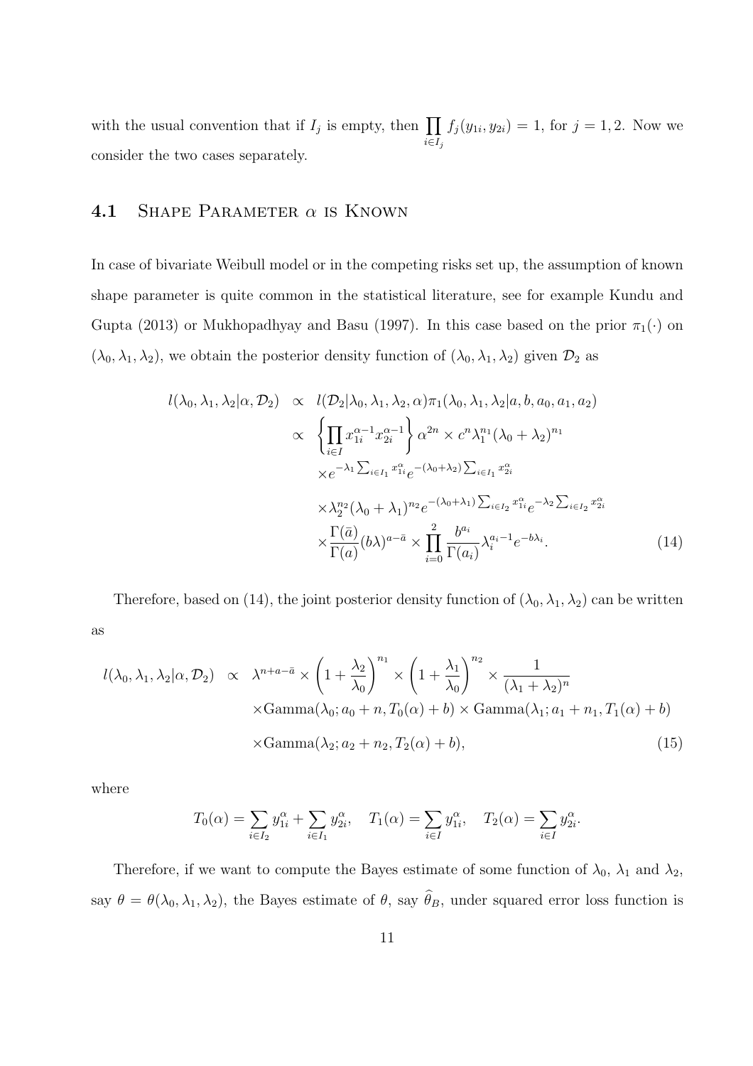with the usual convention that if $I_j$ is empty, then $\prod_{i \in I_j} f_j(y_{1i}, y_{2i}) = 1$, for $j = 1, 2$. Now we consider the two cases separately.

## 4.1 Shape Parameter $\alpha$ is Known

In case of bivariate Weibull model or in the competing risks set up, the assumption of known shape parameter is quite common in the statistical literature, see for example Kundu and Gupta (2013) or Mukhopadhyay and Basu (1997). In this case based on the prior $\pi_1(\cdot)$ on $(\lambda_0, \lambda_1, \lambda_2)$, we obtain the posterior density function of $(\lambda_0, \lambda_1, \lambda_2)$ given $\mathcal{D}_2$ as

$$
\begin{aligned}
l(\lambda_0, \lambda_1, \lambda_2 | \alpha, \mathcal{D}_2) &\propto l(\mathcal{D}_2 | \lambda_0, \lambda_1, \lambda_2, \alpha) \pi_1(\lambda_0, \lambda_1, \lambda_2 | a, b, a_0, a_1, a_2) \\
&\propto \left\{ \prod_{i \in I} x_{1i}^{\alpha - 1} x_{2i}^{\alpha - 1} \right\} \alpha^{2n} \times c^n \lambda_1^{n_1} (\lambda_0 + \lambda_2)^{n_1} \\
&\quad \times e^{-\lambda_1 \sum_{i \in I_1} x_{1i}^{\alpha}} e^{-(\lambda_0 + \lambda_2) \sum_{i \in I_1} x_{2i}^{\alpha}} \\
&\quad \times \lambda_2^{n_2} (\lambda_0 + \lambda_1)^{n_2} e^{-(\lambda_0 + \lambda_1) \sum_{i \in I_2} x_{1i}^{\alpha}} e^{-\lambda_2 \sum_{i \in I_2} x_{2i}^{\alpha}} \\
&\quad \times \frac{\Gamma(\bar{a})}{\Gamma(a)} (b\lambda)^{a - \bar{a}} \times \prod_{i=0}^{2} \frac{b^{a_i}}{\Gamma(a_i)} \lambda_i^{a_i - 1} e^{-b\lambda_i}. \qquad (14)
\end{aligned}
$$

Therefore, based on (14), the joint posterior density function of $(\lambda_0, \lambda_1, \lambda_2)$ can be written as

$$
\begin{aligned}
l(\lambda_0, \lambda_1, \lambda_2 | \alpha, \mathcal{D}_2) &\propto \lambda^{n + a - \bar{a}} \times \left(1 + \frac{\lambda_2}{\lambda_0}\right)^{n_1} \times \left(1 + \frac{\lambda_1}{\lambda_0}\right)^{n_2} \times \frac{1}{(\lambda_1 + \lambda_2)^n} \\
&\quad \times \text{Gamma}(\lambda_0; a_0 + n, T_0(\alpha) + b) \times \text{Gamma}(\lambda_1; a_1 + n_1, T_1(\alpha) + b) \\
&\quad \times \text{Gamma}(\lambda_2; a_2 + n_2, T_2(\alpha) + b), \qquad (15)
\end{aligned}
$$

where

$$
T_0(\alpha) = \sum_{i \in I_2} y_{1i}^{\alpha} + \sum_{i \in I_1} y_{2i}^{\alpha}, \quad T_1(\alpha) = \sum_{i \in I} y_{1i}^{\alpha}, \quad T_2(\alpha) = \sum_{i \in I} y_{2i}^{\alpha}.
$$

Therefore, if we want to compute the Bayes estimate of some function of $\lambda_0$, $\lambda_1$ and $\lambda_2$, say $\theta = \theta(\lambda_0, \lambda_1, \lambda_2)$, the Bayes estimate of $\theta$, say $\widehat{\theta}_B$, under squared error loss function is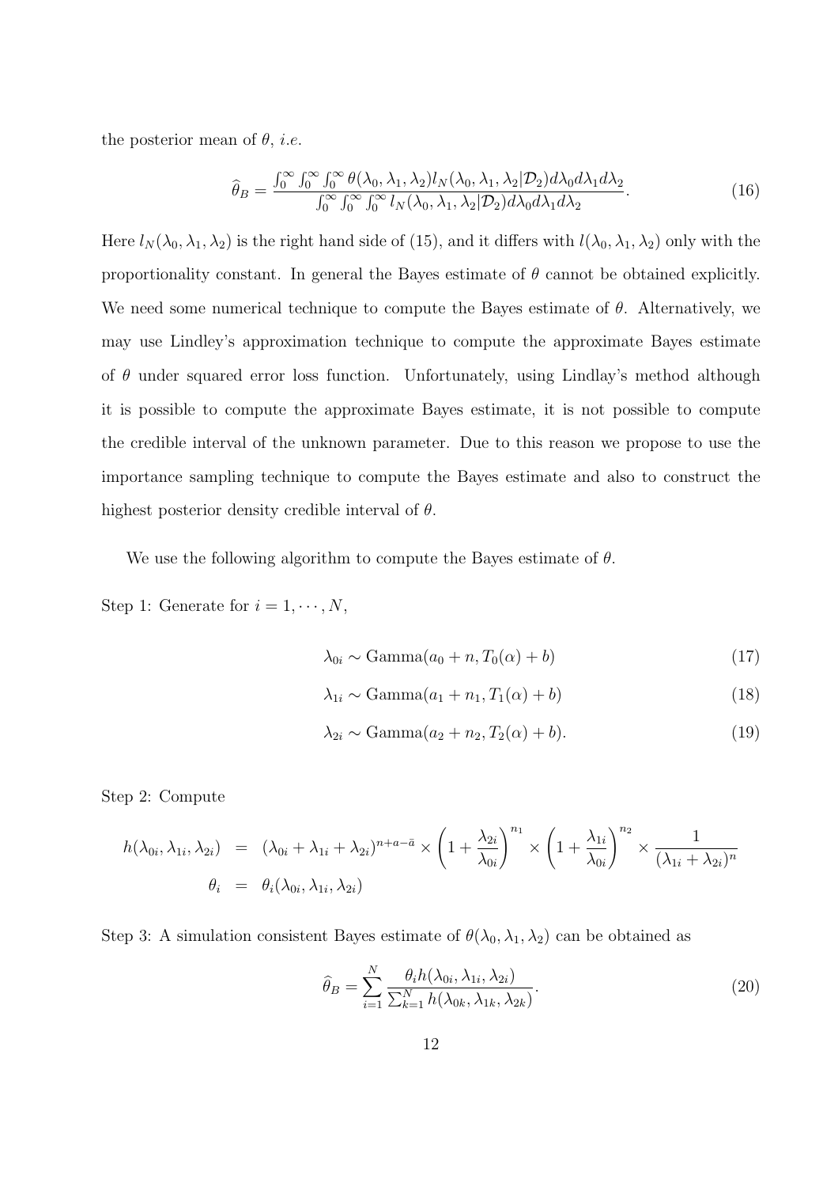the posterior mean of $\theta$, *i.e.*

$$\widehat{\theta}_B = \frac{\int_0^\infty \int_0^\infty \int_0^\infty \theta(\lambda_0, \lambda_1, \lambda_2) l_N(\lambda_0, \lambda_1, \lambda_2 | \mathcal{D}_2) d\lambda_0 d\lambda_1 d\lambda_2}{\int_0^\infty \int_0^\infty \int_0^\infty l_N(\lambda_0, \lambda_1, \lambda_2 | \mathcal{D}_2) d\lambda_0 d\lambda_1 d\lambda_2}. \tag{16}$$

Here $l_N(\lambda_0, \lambda_1, \lambda_2)$ is the right hand side of (15), and it differs with $l(\lambda_0, \lambda_1, \lambda_2)$ only with the proportionality constant. In general the Bayes estimate of $\theta$ cannot be obtained explicitly. We need some numerical technique to compute the Bayes estimate of $\theta$. Alternatively, we may use Lindley's approximation technique to compute the approximate Bayes estimate of $\theta$ under squared error loss function. Unfortunately, using Lindlay's method although it is possible to compute the approximate Bayes estimate, it is not possible to compute the credible interval of the unknown parameter. Due to this reason we propose to use the importance sampling technique to compute the Bayes estimate and also to construct the highest posterior density credible interval of $\theta$.

We use the following algorithm to compute the Bayes estimate of $\theta$.

Step 1: Generate for $i = 1, \cdots, N$,

$$\lambda_{0i} \sim \text{Gamma}(a_0 + n, T_0(\alpha) + b) \tag{17}$$

$$\lambda_{1i} \sim \text{Gamma}(a_1 + n_1, T_1(\alpha) + b) \tag{18}$$

$$\lambda_{2i} \sim \text{Gamma}(a_2 + n_2, T_2(\alpha) + b). \tag{19}$$

Step 2: Compute

$$\begin{aligned} h(\lambda_{0i}, \lambda_{1i}, \lambda_{2i}) &= (\lambda_{0i} + \lambda_{1i} + \lambda_{2i})^{n+a-\bar{a}} \times \left(1 + \frac{\lambda_{2i}}{\lambda_{0i}}\right)^{n_1} \times \left(1 + \frac{\lambda_{1i}}{\lambda_{0i}}\right)^{n_2} \times \frac{1}{(\lambda_{1i} + \lambda_{2i})^n} \\ \theta_i &= \theta_i(\lambda_{0i}, \lambda_{1i}, \lambda_{2i}) \end{aligned}$$

Step 3: A simulation consistent Bayes estimate of $\theta(\lambda_0, \lambda_1, \lambda_2)$ can be obtained as

$$\widehat{\theta}_B = \sum_{i=1}^{N} \frac{\theta_i h(\lambda_{0i}, \lambda_{1i}, \lambda_{2i})}{\sum_{k=1}^{N} h(\lambda_{0k}, \lambda_{1k}, \lambda_{2k})}. \tag{20}$$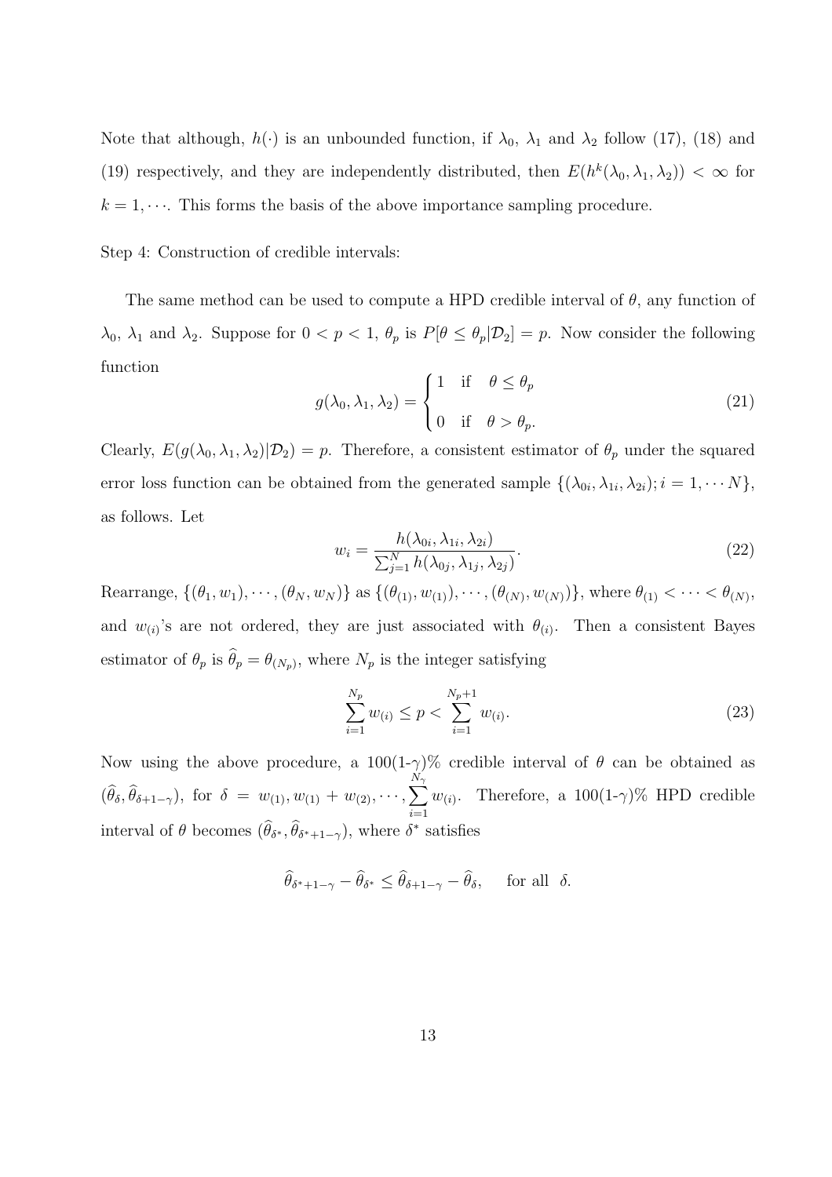Note that although, $h(\cdot)$ is an unbounded function, if $\lambda_0$, $\lambda_1$ and $\lambda_2$ follow (17), (18) and (19) respectively, and they are independently distributed, then $E(h^k(\lambda_0, \lambda_1, \lambda_2)) < \infty$ for $k = 1, \cdots$. This forms the basis of the above importance sampling procedure.

Step 4: Construction of credible intervals:

The same method can be used to compute a HPD credible interval of $\theta$, any function of $\lambda_0$, $\lambda_1$ and $\lambda_2$. Suppose for $0 < p < 1$, $\theta_p$ is $P[\theta \leq \theta_p | \mathcal{D}_2] = p$. Now consider the following function

$$g(\lambda_0, \lambda_1, \lambda_2) = \begin{cases} 1 & \text{if} \quad \theta \leq \theta_p \\ 0 & \text{if} \quad \theta > \theta_p. \end{cases} \tag{21}$$

Clearly, $E(g(\lambda_0, \lambda_1, \lambda_2) | \mathcal{D}_2) = p$. Therefore, a consistent estimator of $\theta_p$ under the squared error loss function can be obtained from the generated sample $\{(\lambda_{0i}, \lambda_{1i}, \lambda_{2i}); i = 1, \cdots N\}$, as follows. Let

$$w_i = \frac{h(\lambda_{0i}, \lambda_{1i}, \lambda_{2i})}{\sum_{j=1}^{N} h(\lambda_{0j}, \lambda_{1j}, \lambda_{2j})}. \tag{22}$$

Rearrange, $\{(\theta_1, w_1), \cdots, (\theta_N, w_N)\}$ as $\{(\theta_{(1)}, w_{(1)}), \cdots, (\theta_{(N)}, w_{(N)})\}$, where $\theta_{(1)} < \cdots < \theta_{(N)}$, and $w_{(i)}$'s are not ordered, they are just associated with $\theta_{(i)}$. Then a consistent Bayes estimator of $\theta_p$ is $\widehat{\theta}_p = \theta_{(N_p)}$, where $N_p$ is the integer satisfying

$$\sum_{i=1}^{N_p} w_{(i)} \leq p < \sum_{i=1}^{N_p+1} w_{(i)}. \tag{23}$$

Now using the above procedure, a 100(1-$\gamma$)% credible interval of $\theta$ can be obtained as $(\widehat{\theta}_\delta, \widehat{\theta}_{\delta+1-\gamma})$, for $\delta = w_{(1)}, w_{(1)} + w_{(2)}, \cdots, \sum_{i=1}^{N_\gamma} w_{(i)}$. Therefore, a 100(1-$\gamma$)% HPD credible interval of $\theta$ becomes $(\widehat{\theta}_{\delta^*}, \widehat{\theta}_{\delta^*+1-\gamma})$, where $\delta^*$ satisfies

$$\widehat{\theta}_{\delta^*+1-\gamma} - \widehat{\theta}_{\delta^*} \leq \widehat{\theta}_{\delta+1-\gamma} - \widehat{\theta}_\delta, \quad \text{for all} \;\; \delta.$$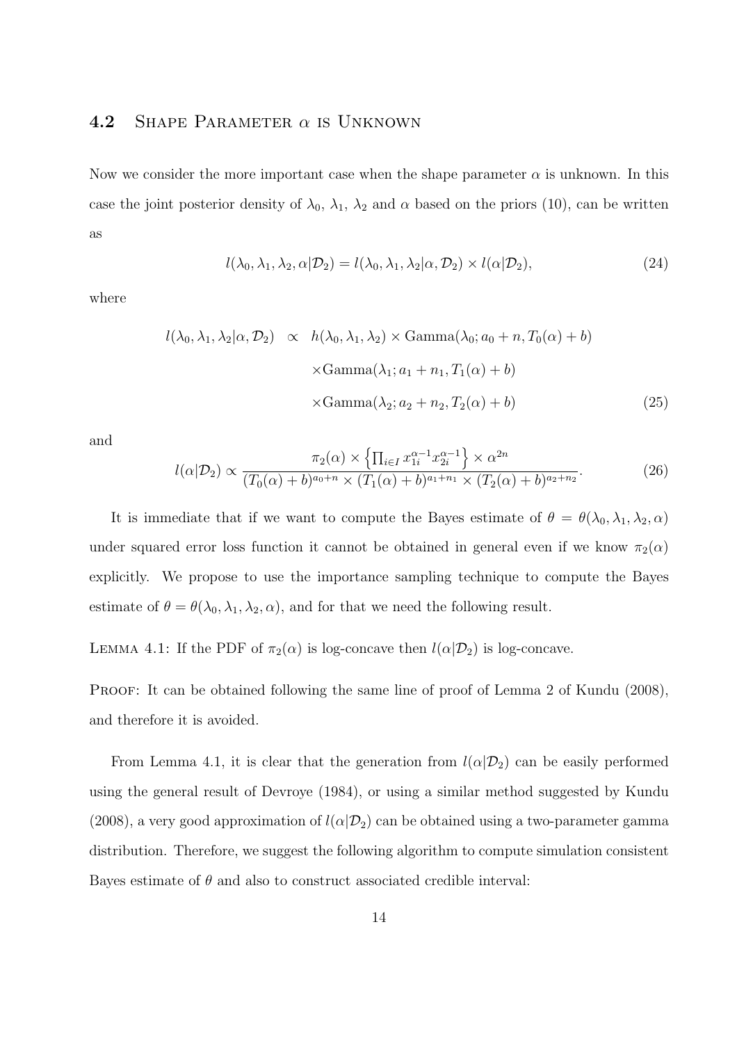## 4.2 Shape Parameter $\alpha$ is Unknown

Now we consider the more important case when the shape parameter $\alpha$ is unknown. In this case the joint posterior density of $\lambda_0$, $\lambda_1$, $\lambda_2$ and $\alpha$ based on the priors (10), can be written as

$$l(\lambda_0, \lambda_1, \lambda_2, \alpha | \mathcal{D}_2) = l(\lambda_0, \lambda_1, \lambda_2 | \alpha, \mathcal{D}_2) \times l(\alpha | \mathcal{D}_2), \tag{24}$$

where

$$\begin{aligned} l(\lambda_0, \lambda_1, \lambda_2 | \alpha, \mathcal{D}_2) \quad &\propto \quad h(\lambda_0, \lambda_1, \lambda_2) \times \text{Gamma}(\lambda_0; a_0 + n, T_0(\alpha) + b) \\ &\quad \times \text{Gamma}(\lambda_1; a_1 + n_1, T_1(\alpha) + b) \\ &\quad \times \text{Gamma}(\lambda_2; a_2 + n_2, T_2(\alpha) + b) \end{aligned} \tag{25}$$

and

$$l(\alpha | \mathcal{D}_2) \propto \frac{\pi_2(\alpha) \times \left\{ \prod_{i \in I} x_{1i}^{\alpha - 1} x_{2i}^{\alpha - 1} \right\} \times \alpha^{2n}}{(T_0(\alpha) + b)^{a_0 + n} \times (T_1(\alpha) + b)^{a_1 + n_1} \times (T_2(\alpha) + b)^{a_2 + n_2}}. \tag{26}$$

It is immediate that if we want to compute the Bayes estimate of $\theta = \theta(\lambda_0, \lambda_1, \lambda_2, \alpha)$ under squared error loss function it cannot be obtained in general even if we know $\pi_2(\alpha)$ explicitly. We propose to use the importance sampling technique to compute the Bayes estimate of $\theta = \theta(\lambda_0, \lambda_1, \lambda_2, \alpha)$, and for that we need the following result.

Lemma 4.1: If the PDF of $\pi_2(\alpha)$ is log-concave then $l(\alpha | \mathcal{D}_2)$ is log-concave.

Proof: It can be obtained following the same line of proof of Lemma 2 of Kundu (2008), and therefore it is avoided.

From Lemma 4.1, it is clear that the generation from $l(\alpha | \mathcal{D}_2)$ can be easily performed using the general result of Devroye (1984), or using a similar method suggested by Kundu (2008), a very good approximation of $l(\alpha | \mathcal{D}_2)$ can be obtained using a two-parameter gamma distribution. Therefore, we suggest the following algorithm to compute simulation consistent Bayes estimate of $\theta$ and also to construct associated credible interval: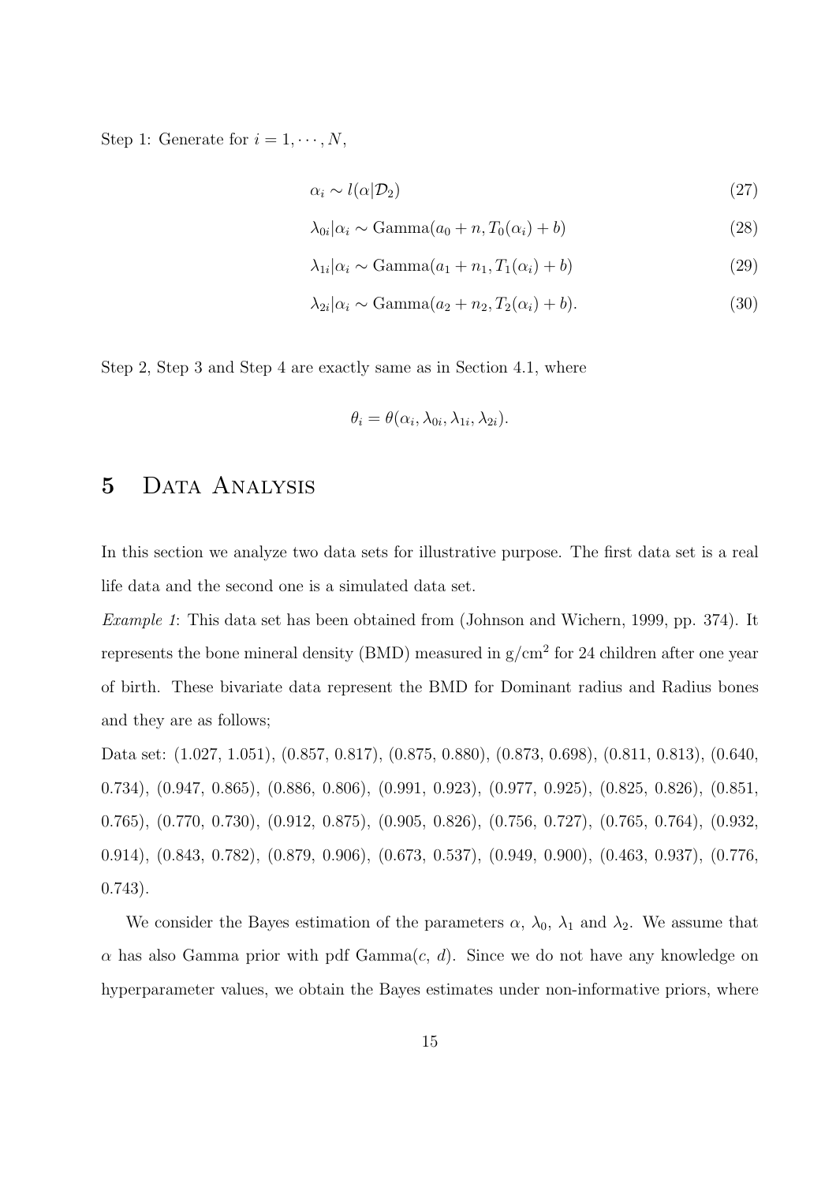Step 1: Generate for $i = 1, \cdots, N$,

$$\alpha_i \sim l(\alpha|\mathcal{D}_2) \tag{27}$$

$$\lambda_{0i}|\alpha_i \sim \text{Gamma}(a_0 + n, T_0(\alpha_i) + b) \tag{28}$$

$$\lambda_{1i}|\alpha_i \sim \text{Gamma}(a_1 + n_1, T_1(\alpha_i) + b) \tag{29}$$

$$\lambda_{2i}|\alpha_i \sim \text{Gamma}(a_2 + n_2, T_2(\alpha_i) + b). \tag{30}$$

Step 2, Step 3 and Step 4 are exactly same as in Section 4.1, where

$$\theta_i = \theta(\alpha_i, \lambda_{0i}, \lambda_{1i}, \lambda_{2i}).$$

# 5 Data Analysis

In this section we analyze two data sets for illustrative purpose. The first data set is a real life data and the second one is a simulated data set.

*Example 1*: This data set has been obtained from (Johnson and Wichern, 1999, pp. 374). It represents the bone mineral density (BMD) measured in g/cm$^2$ for 24 children after one year of birth. These bivariate data represent the BMD for Dominant radius and Radius bones and they are as follows;

Data set: (1.027, 1.051), (0.857, 0.817), (0.875, 0.880), (0.873, 0.698), (0.811, 0.813), (0.640, 0.734), (0.947, 0.865), (0.886, 0.806), (0.991, 0.923), (0.977, 0.925), (0.825, 0.826), (0.851, 0.765), (0.770, 0.730), (0.912, 0.875), (0.905, 0.826), (0.756, 0.727), (0.765, 0.764), (0.932, 0.914), (0.843, 0.782), (0.879, 0.906), (0.673, 0.537), (0.949, 0.900), (0.463, 0.937), (0.776, 0.743).

We consider the Bayes estimation of the parameters $\alpha$, $\lambda_0$, $\lambda_1$ and $\lambda_2$. We assume that $\alpha$ has also Gamma prior with pdf Gamma($c$, $d$). Since we do not have any knowledge on hyperparameter values, we obtain the Bayes estimates under non-informative priors, where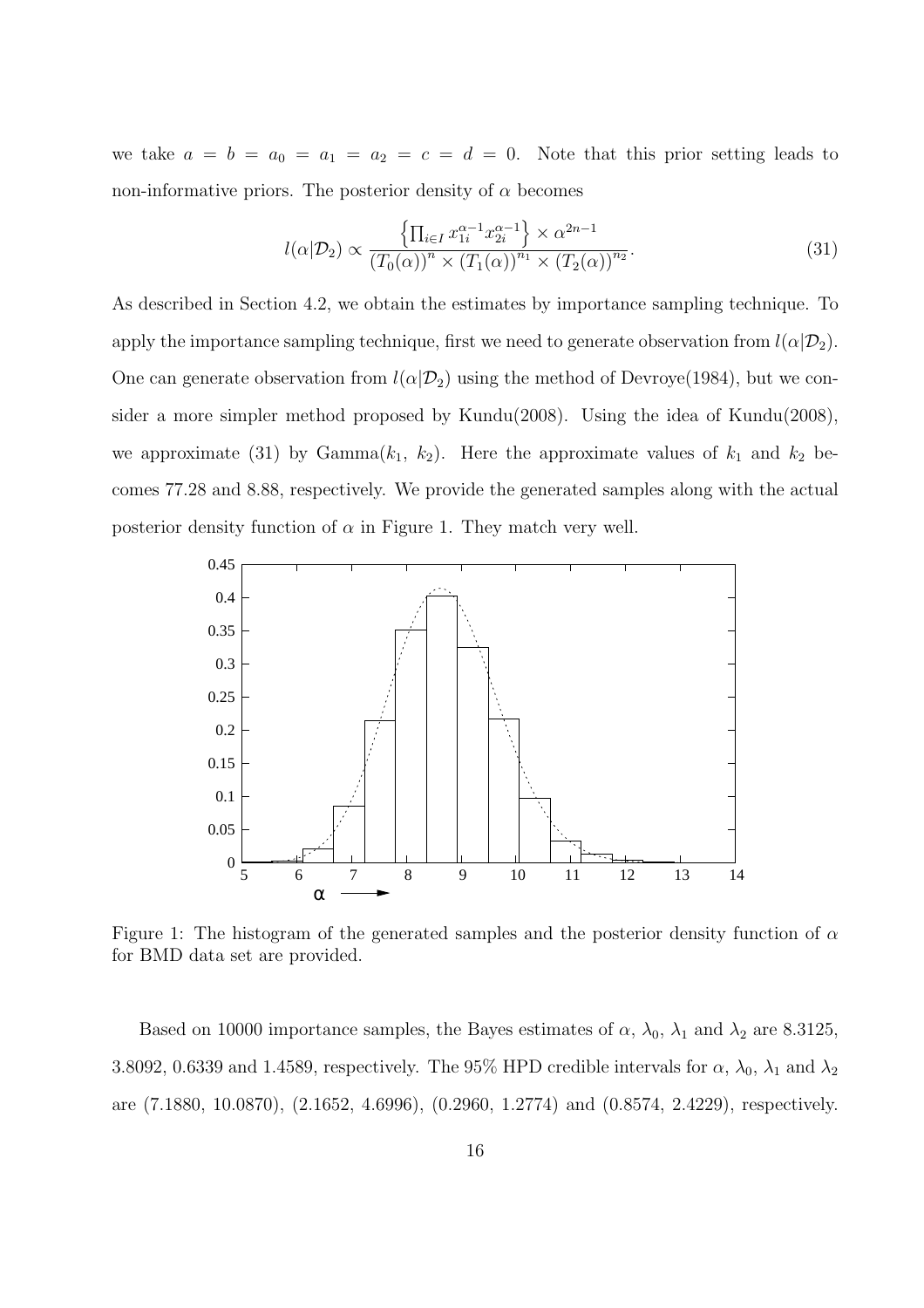we take $a = b = a_0 = a_1 = a_2 = c = d = 0$. Note that this prior setting leads to non-informative priors. The posterior density of $\alpha$ becomes

$$l(\alpha|\mathcal{D}_2) \propto \frac{\left\{\prod_{i \in I} x_{1i}^{\alpha-1} x_{2i}^{\alpha-1}\right\} \times \alpha^{2n-1}}{(T_0(\alpha))^n \times (T_1(\alpha))^{n_1} \times (T_2(\alpha))^{n_2}}. \tag{31}$$

As described in Section 4.2, we obtain the estimates by importance sampling technique. To apply the importance sampling technique, first we need to generate observation from $l(\alpha|\mathcal{D}_2)$. One can generate observation from $l(\alpha|\mathcal{D}_2)$ using the method of Devroye(1984), but we consider a more simpler method proposed by Kundu(2008). Using the idea of Kundu(2008), we approximate (31) by Gamma($k_1$, $k_2$). Here the approximate values of $k_1$ and $k_2$ becomes 77.28 and 8.88, respectively. We provide the generated samples along with the actual posterior density function of $\alpha$ in Figure 1. They match very well.

Figure 1: The histogram of the generated samples and the posterior density function of $\alpha$ for BMD data set are provided.

Based on 10000 importance samples, the Bayes estimates of $\alpha$, $\lambda_0$, $\lambda_1$ and $\lambda_2$ are 8.3125, 3.8092, 0.6339 and 1.4589, respectively. The 95% HPD credible intervals for $\alpha$, $\lambda_0$, $\lambda_1$ and $\lambda_2$ are (7.1880, 10.0870), (2.1652, 4.6996), (0.2960, 1.2774) and (0.8574, 2.4229), respectively.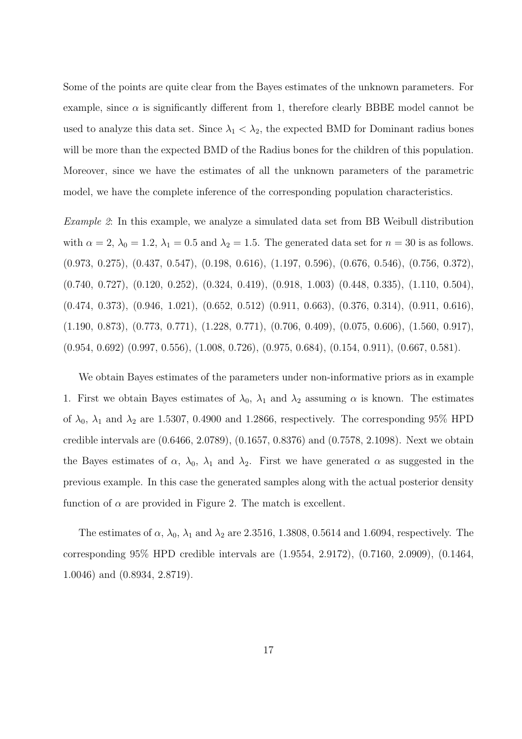Some of the points are quite clear from the Bayes estimates of the unknown parameters. For example, since $\alpha$ is significantly different from 1, therefore clearly BBBE model cannot be used to analyze this data set. Since $\lambda_1 < \lambda_2$, the expected BMD for Dominant radius bones will be more than the expected BMD of the Radius bones for the children of this population. Moreover, since we have the estimates of all the unknown parameters of the parametric model, we have the complete inference of the corresponding population characteristics.

*Example 2*: In this example, we analyze a simulated data set from BB Weibull distribution with $\alpha = 2$, $\lambda_0 = 1.2$, $\lambda_1 = 0.5$ and $\lambda_2 = 1.5$. The generated data set for $n = 30$ is as follows. (0.973, 0.275), (0.437, 0.547), (0.198, 0.616), (1.197, 0.596), (0.676, 0.546), (0.756, 0.372), (0.740, 0.727), (0.120, 0.252), (0.324, 0.419), (0.918, 1.003) (0.448, 0.335), (1.110, 0.504), (0.474, 0.373), (0.946, 1.021), (0.652, 0.512) (0.911, 0.663), (0.376, 0.314), (0.911, 0.616), (1.190, 0.873), (0.773, 0.771), (1.228, 0.771), (0.706, 0.409), (0.075, 0.606), (1.560, 0.917), (0.954, 0.692) (0.997, 0.556), (1.008, 0.726), (0.975, 0.684), (0.154, 0.911), (0.667, 0.581).

We obtain Bayes estimates of the parameters under non-informative priors as in example 1. First we obtain Bayes estimates of $\lambda_0$, $\lambda_1$ and $\lambda_2$ assuming $\alpha$ is known. The estimates of $\lambda_0$, $\lambda_1$ and $\lambda_2$ are 1.5307, 0.4900 and 1.2866, respectively. The corresponding 95% HPD credible intervals are (0.6466, 2.0789), (0.1657, 0.8376) and (0.7578, 2.1098). Next we obtain the Bayes estimates of $\alpha$, $\lambda_0$, $\lambda_1$ and $\lambda_2$. First we have generated $\alpha$ as suggested in the previous example. In this case the generated samples along with the actual posterior density function of $\alpha$ are provided in Figure 2. The match is excellent.

The estimates of $\alpha$, $\lambda_0$, $\lambda_1$ and $\lambda_2$ are 2.3516, 1.3808, 0.5614 and 1.6094, respectively. The corresponding 95% HPD credible intervals are (1.9554, 2.9172), (0.7160, 2.0909), (0.1464, 1.0046) and (0.8934, 2.8719).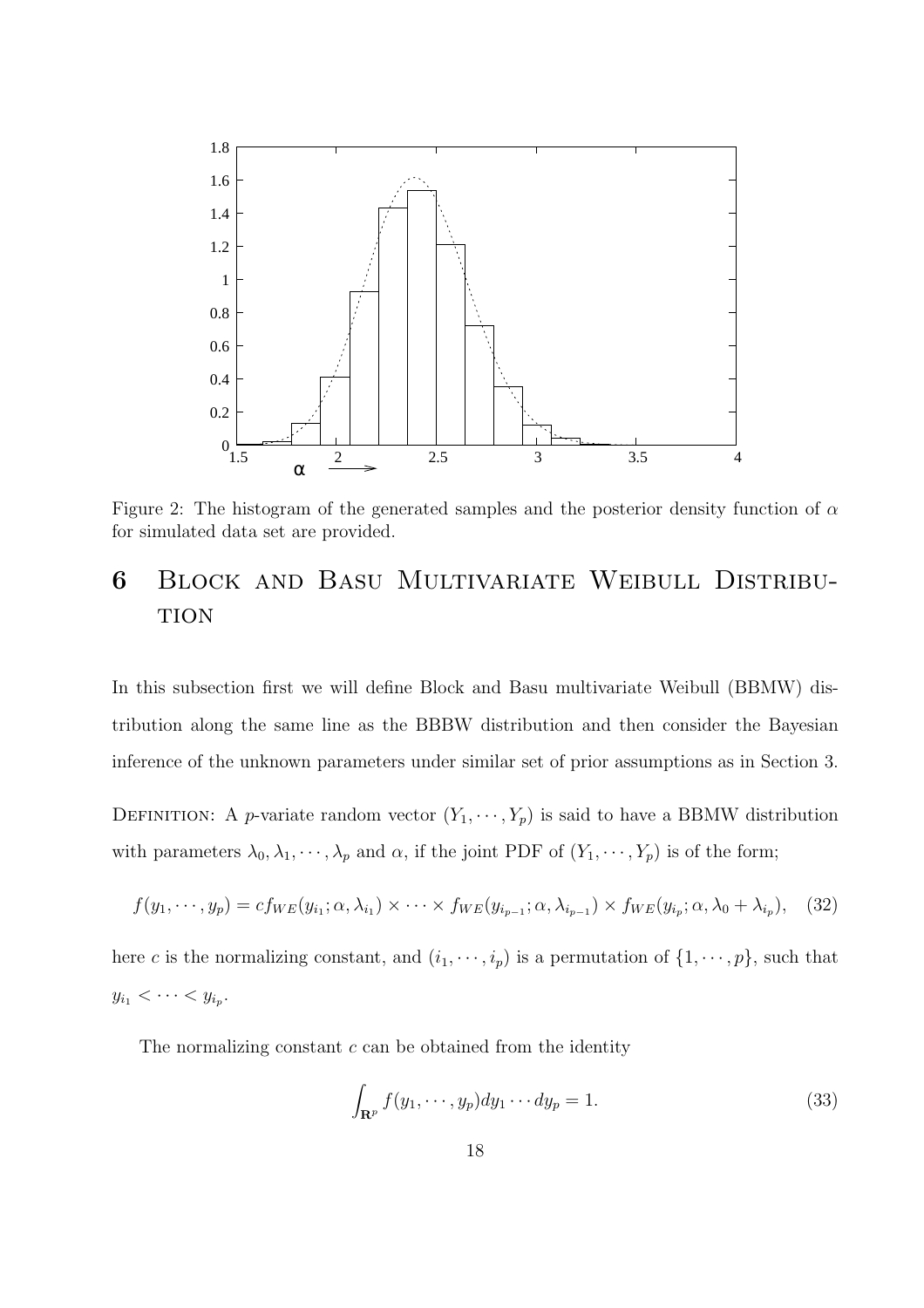Figure 2: The histogram of the generated samples and the posterior density function of $\alpha$ for simulated data set are provided.

# 6 Block and Basu Multivariate Weibull Distribution

In this subsection first we will define Block and Basu multivariate Weibull (BBMW) distribution along the same line as the BBBW distribution and then consider the Bayesian inference of the unknown parameters under similar set of prior assumptions as in Section 3.

Definition: A $p$-variate random vector $(Y_1, \cdots, Y_p)$ is said to have a BBMW distribution with parameters $\lambda_0, \lambda_1, \cdots, \lambda_p$ and $\alpha$, if the joint PDF of $(Y_1, \cdots, Y_p)$ is of the form;

$$f(y_1, \cdots, y_p) = c f_{WE}(y_{i_1}; \alpha, \lambda_{i_1}) \times \cdots \times f_{WE}(y_{i_{p-1}}; \alpha, \lambda_{i_{p-1}}) \times f_{WE}(y_{i_p}; \alpha, \lambda_0 + \lambda_{i_p}), \quad (32)$$

here $c$ is the normalizing constant, and $(i_1, \cdots, i_p)$ is a permutation of $\{1, \cdots, p\}$, such that $y_{i_1} < \cdots < y_{i_p}$.

The normalizing constant $c$ can be obtained from the identity

$$\int_{\mathbf{R}^p} f(y_1, \cdots, y_p) dy_1 \cdots dy_p = 1. \quad (33)$$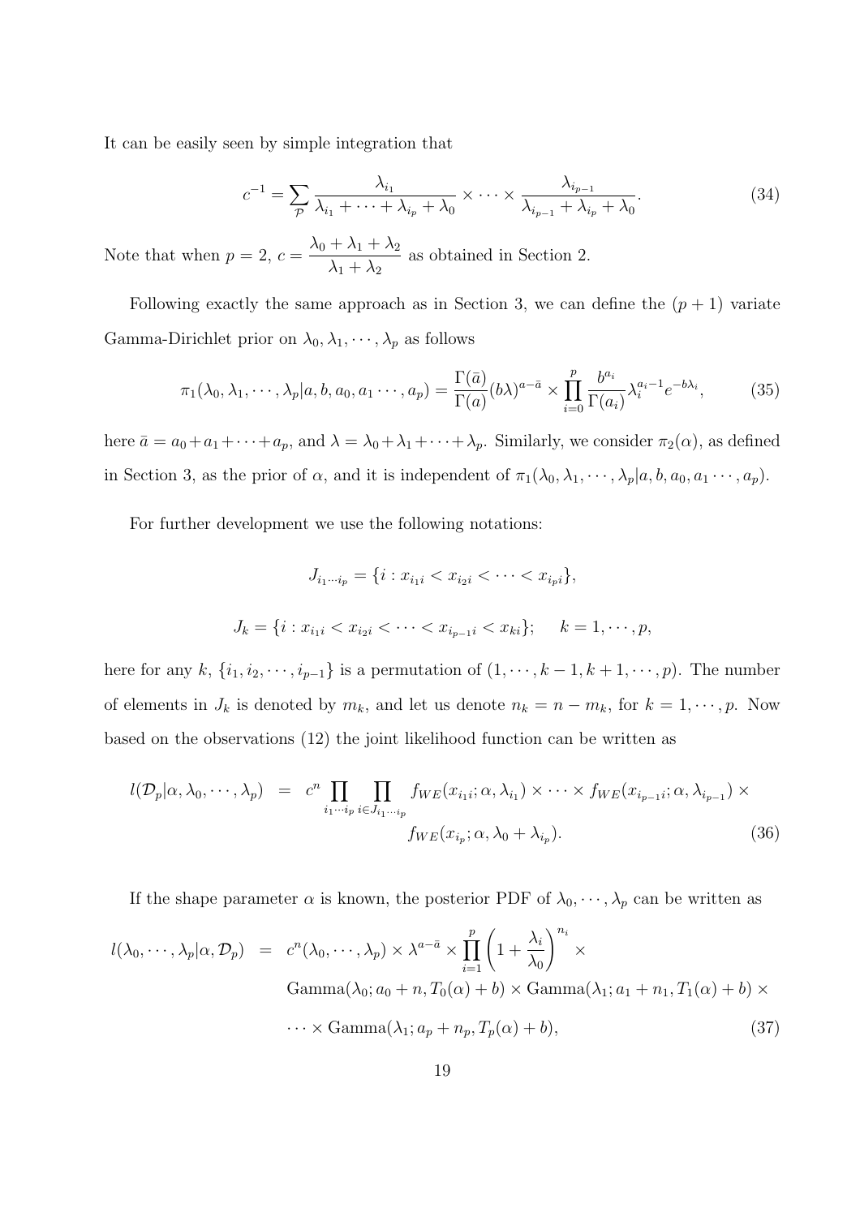It can be easily seen by simple integration that

$$c^{-1} = \sum_{\mathcal{P}} \frac{\lambda_{i_1}}{\lambda_{i_1} + \cdots + \lambda_{i_p} + \lambda_0} \times \cdots \times \frac{\lambda_{i_{p-1}}}{\lambda_{i_{p-1}} + \lambda_{i_p} + \lambda_0}. \tag{34}$$

Note that when $p = 2$, $c = \dfrac{\lambda_0 + \lambda_1 + \lambda_2}{\lambda_1 + \lambda_2}$ as obtained in Section 2.

Following exactly the same approach as in Section 3, we can define the $(p+1)$ variate Gamma-Dirichlet prior on $\lambda_0, \lambda_1, \cdots, \lambda_p$ as follows

$$\pi_1(\lambda_0, \lambda_1, \cdots, \lambda_p | a, b, a_0, a_1 \cdots, a_p) = \frac{\Gamma(\bar{a})}{\Gamma(a)} (b\lambda)^{a-\bar{a}} \times \prod_{i=0}^{p} \frac{b^{a_i}}{\Gamma(a_i)} \lambda_i^{a_i - 1} e^{-b\lambda_i}, \tag{35}$$

here $\bar{a} = a_0 + a_1 + \cdots + a_p$, and $\lambda = \lambda_0 + \lambda_1 + \cdots + \lambda_p$. Similarly, we consider $\pi_2(\alpha)$, as defined in Section 3, as the prior of $\alpha$, and it is independent of $\pi_1(\lambda_0, \lambda_1, \cdots, \lambda_p | a, b, a_0, a_1 \cdots, a_p)$.

For further development we use the following notations:

$$J_{i_1 \cdots i_p} = \{i : x_{i_1 i} < x_{i_2 i} < \cdots < x_{i_p i}\},$$

$$J_k = \{i : x_{i_1 i} < x_{i_2 i} < \cdots < x_{i_{p-1} i} < x_{ki}\}; \quad k = 1, \cdots, p,$$

here for any $k$, $\{i_1, i_2, \cdots, i_{p-1}\}$ is a permutation of $(1, \cdots, k-1, k+1, \cdots, p)$. The number of elements in $J_k$ is denoted by $m_k$, and let us denote $n_k = n - m_k$, for $k = 1, \cdots, p$. Now based on the observations (12) the joint likelihood function can be written as

$$\begin{aligned} l(\mathcal{D}_p | \alpha, \lambda_0, \cdots, \lambda_p) \;=\; & c^n \prod_{i_1 \cdots i_p} \prod_{i \in J_{i_1 \cdots i_p}} f_{WE}(x_{i_1 i}; \alpha, \lambda_{i_1}) \times \cdots \times f_{WE}(x_{i_{p-1} i}; \alpha, \lambda_{i_{p-1}}) \times \\ & f_{WE}(x_{i_p}; \alpha, \lambda_0 + \lambda_{i_p}). \end{aligned} \tag{36}$$

If the shape parameter $\alpha$ is known, the posterior PDF of $\lambda_0, \cdots, \lambda_p$ can be written as

$$\begin{aligned} l(\lambda_0, \cdots, \lambda_p | \alpha, \mathcal{D}_p) \;=\; & c^n(\lambda_0, \cdots, \lambda_p) \times \lambda^{a-\bar{a}} \times \prod_{i=1}^{p} \left(1 + \frac{\lambda_i}{\lambda_0}\right)^{n_i} \times \\ & \text{Gamma}(\lambda_0; a_0 + n, T_0(\alpha) + b) \times \text{Gamma}(\lambda_1; a_1 + n_1, T_1(\alpha) + b) \times \\ & \cdots \times \text{Gamma}(\lambda_1; a_p + n_p, T_p(\alpha) + b), \end{aligned} \tag{37}$$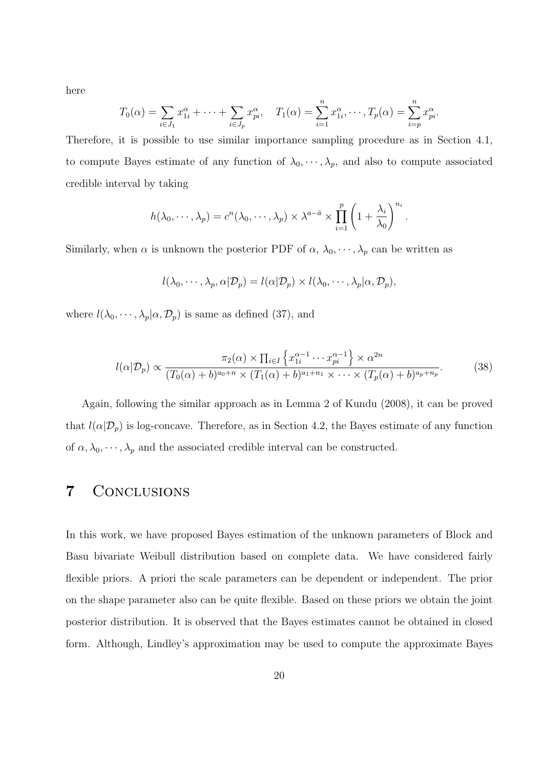here

$$T_0(\alpha) = \sum_{i \in J_1} x_{1i}^{\alpha} + \cdots + \sum_{i \in J_p} x_{pi}^{\alpha}, \quad T_1(\alpha) = \sum_{i=1}^{n} x_{1i}^{\alpha}, \cdots, T_p(\alpha) = \sum_{i=p}^{n} x_{pi}^{\alpha}.$$

Therefore, it is possible to use similar importance sampling procedure as in Section 4.1, to compute Bayes estimate of any function of $\lambda_0, \cdots, \lambda_p$, and also to compute associated credible interval by taking

$$h(\lambda_0, \cdots, \lambda_p) = c^n(\lambda_0, \cdots, \lambda_p) \times \lambda^{a - \bar{a}} \times \prod_{i=1}^{p} \left(1 + \frac{\lambda_i}{\lambda_0}\right)^{n_i}.$$

Similarly, when $\alpha$ is unknown the posterior PDF of $\alpha$, $\lambda_0, \cdots, \lambda_p$ can be written as

$$l(\lambda_0, \cdots, \lambda_p, \alpha | \mathcal{D}_p) = l(\alpha | \mathcal{D}_p) \times l(\lambda_0, \cdots, \lambda_p | \alpha, \mathcal{D}_p),$$

where $l(\lambda_0, \cdots, \lambda_p | \alpha, \mathcal{D}_p)$ is same as defined (37), and

$$l(\alpha | \mathcal{D}_p) \propto \frac{\pi_2(\alpha) \times \prod_{i \in I} \left\{ x_{1i}^{\alpha - 1} \cdots x_{pi}^{\alpha - 1} \right\} \times \alpha^{2n}}{(T_0(\alpha) + b)^{a_0 + n} \times (T_1(\alpha) + b)^{a_1 + n_1} \times \cdots \times (T_p(\alpha) + b)^{a_p + n_p}}. \tag{38}$$

Again, following the similar approach as in Lemma 2 of Kundu (2008), it can be proved that $l(\alpha | \mathcal{D}_p)$ is log-concave. Therefore, as in Section 4.2, the Bayes estimate of any function of $\alpha, \lambda_0, \cdots, \lambda_p$ and the associated credible interval can be constructed.

# 7 Conclusions

In this work, we have proposed Bayes estimation of the unknown parameters of Block and Basu bivariate Weibull distribution based on complete data. We have considered fairly flexible priors. A priori the scale parameters can be dependent or independent. The prior on the shape parameter also can be quite flexible. Based on these priors we obtain the joint posterior distribution. It is observed that the Bayes estimates cannot be obtained in closed form. Although, Lindley's approximation may be used to compute the approximate Bayes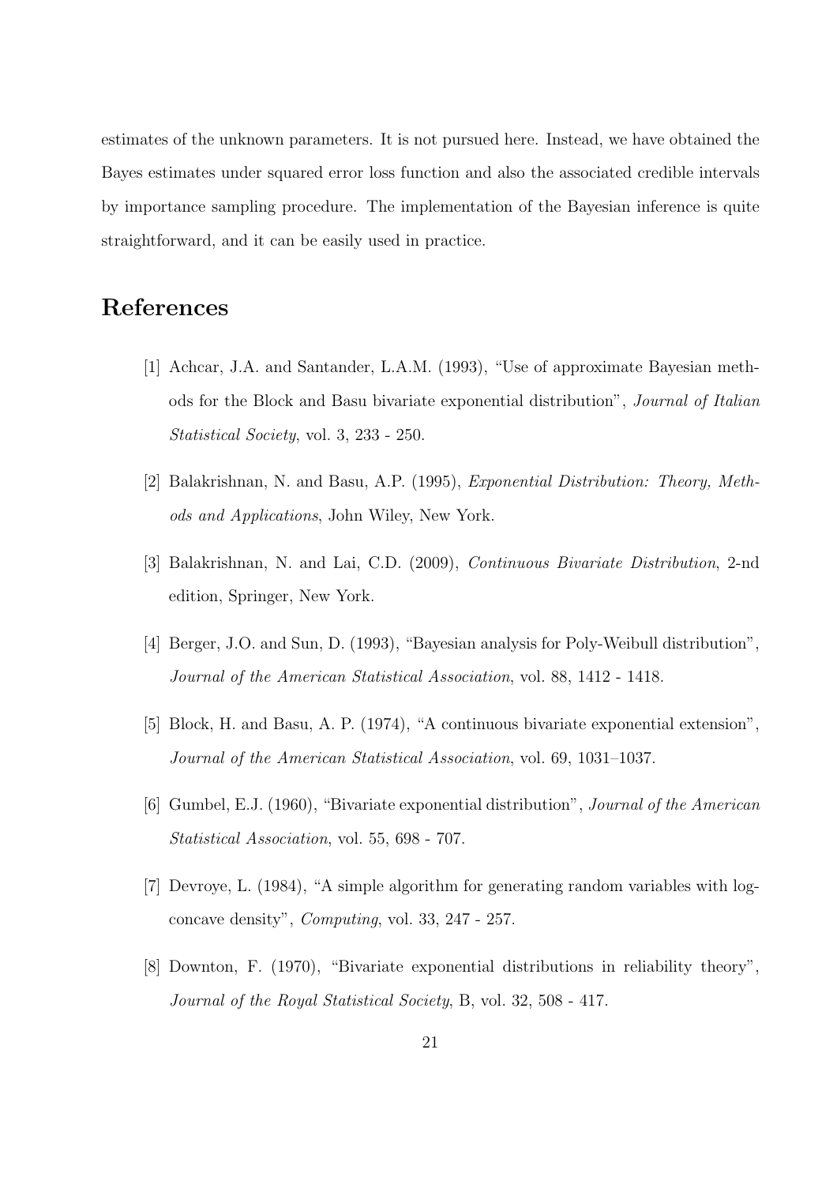estimates of the unknown parameters. It is not pursued here. Instead, we have obtained the Bayes estimates under squared error loss function and also the associated credible intervals by importance sampling procedure. The implementation of the Bayesian inference is quite straightforward, and it can be easily used in practice.

# References

[1] Achcar, J.A. and Santander, L.A.M. (1993), "Use of approximate Bayesian methods for the Block and Basu bivariate exponential distribution", *Journal of Italian Statistical Society*, vol. 3, 233 - 250.

[2] Balakrishnan, N. and Basu, A.P. (1995), *Exponential Distribution: Theory, Methods and Applications*, John Wiley, New York.

[3] Balakrishnan, N. and Lai, C.D. (2009), *Continuous Bivariate Distribution*, 2-nd edition, Springer, New York.

[4] Berger, J.O. and Sun, D. (1993), "Bayesian analysis for Poly-Weibull distribution", *Journal of the American Statistical Association*, vol. 88, 1412 - 1418.

[5] Block, H. and Basu, A. P. (1974), "A continuous bivariate exponential extension", *Journal of the American Statistical Association*, vol. 69, 1031–1037.

[6] Gumbel, E.J. (1960), "Bivariate exponential distribution", *Journal of the American Statistical Association*, vol. 55, 698 - 707.

[7] Devroye, L. (1984), "A simple algorithm for generating random variables with log-concave density", *Computing*, vol. 33, 247 - 257.

[8] Downton, F. (1970), "Bivariate exponential distributions in reliability theory", *Journal of the Royal Statistical Society*, B, vol. 32, 508 - 417.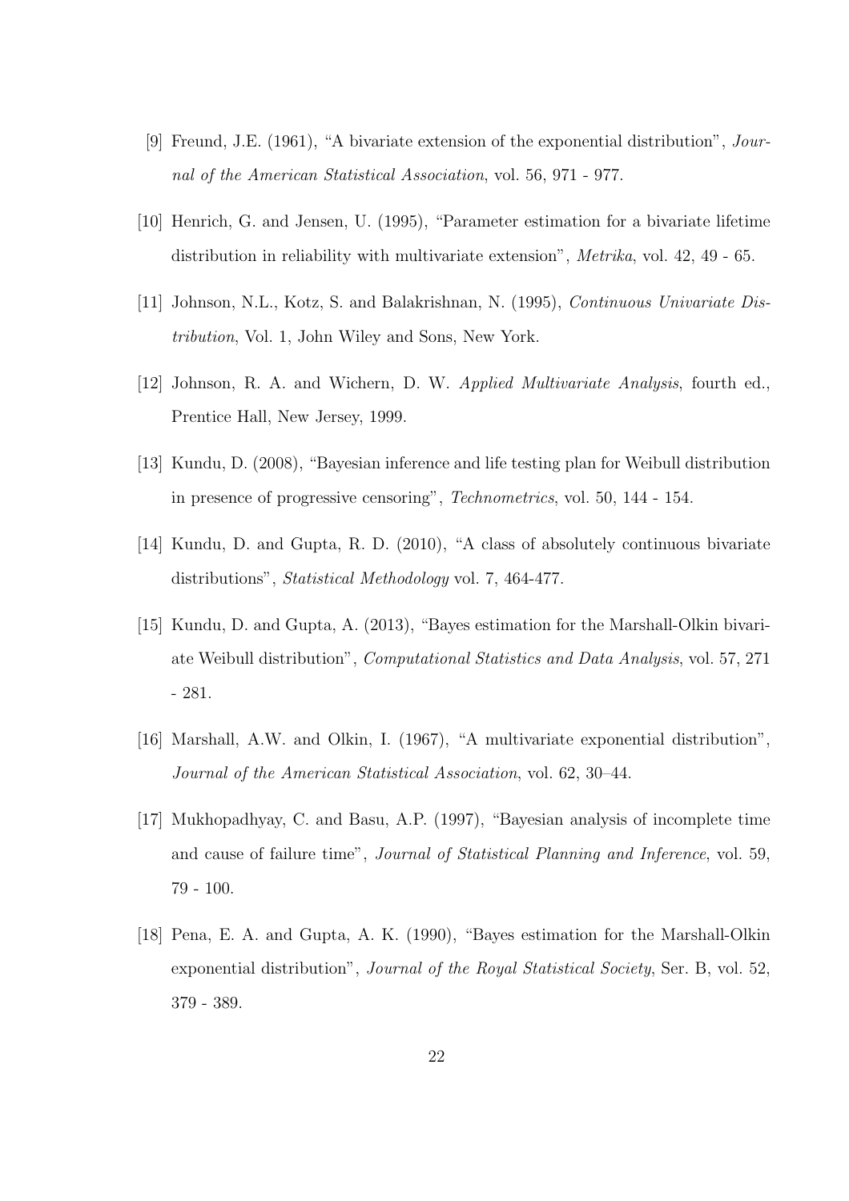[9] Freund, J.E. (1961), "A bivariate extension of the exponential distribution", *Journal of the American Statistical Association*, vol. 56, 971 - 977.

[10] Henrich, G. and Jensen, U. (1995), "Parameter estimation for a bivariate lifetime distribution in reliability with multivariate extension", *Metrika*, vol. 42, 49 - 65.

[11] Johnson, N.L., Kotz, S. and Balakrishnan, N. (1995), *Continuous Univariate Distribution*, Vol. 1, John Wiley and Sons, New York.

[12] Johnson, R. A. and Wichern, D. W. *Applied Multivariate Analysis*, fourth ed., Prentice Hall, New Jersey, 1999.

[13] Kundu, D. (2008), "Bayesian inference and life testing plan for Weibull distribution in presence of progressive censoring", *Technometrics*, vol. 50, 144 - 154.

[14] Kundu, D. and Gupta, R. D. (2010), "A class of absolutely continuous bivariate distributions", *Statistical Methodology* vol. 7, 464-477.

[15] Kundu, D. and Gupta, A. (2013), "Bayes estimation for the Marshall-Olkin bivariate Weibull distribution", *Computational Statistics and Data Analysis*, vol. 57, 271 - 281.

[16] Marshall, A.W. and Olkin, I. (1967), "A multivariate exponential distribution", *Journal of the American Statistical Association*, vol. 62, 30–44.

[17] Mukhopadhyay, C. and Basu, A.P. (1997), "Bayesian analysis of incomplete time and cause of failure time", *Journal of Statistical Planning and Inference*, vol. 59, 79 - 100.

[18] Pena, E. A. and Gupta, A. K. (1990), "Bayes estimation for the Marshall-Olkin exponential distribution", *Journal of the Royal Statistical Society*, Ser. B, vol. 52, 379 - 389.